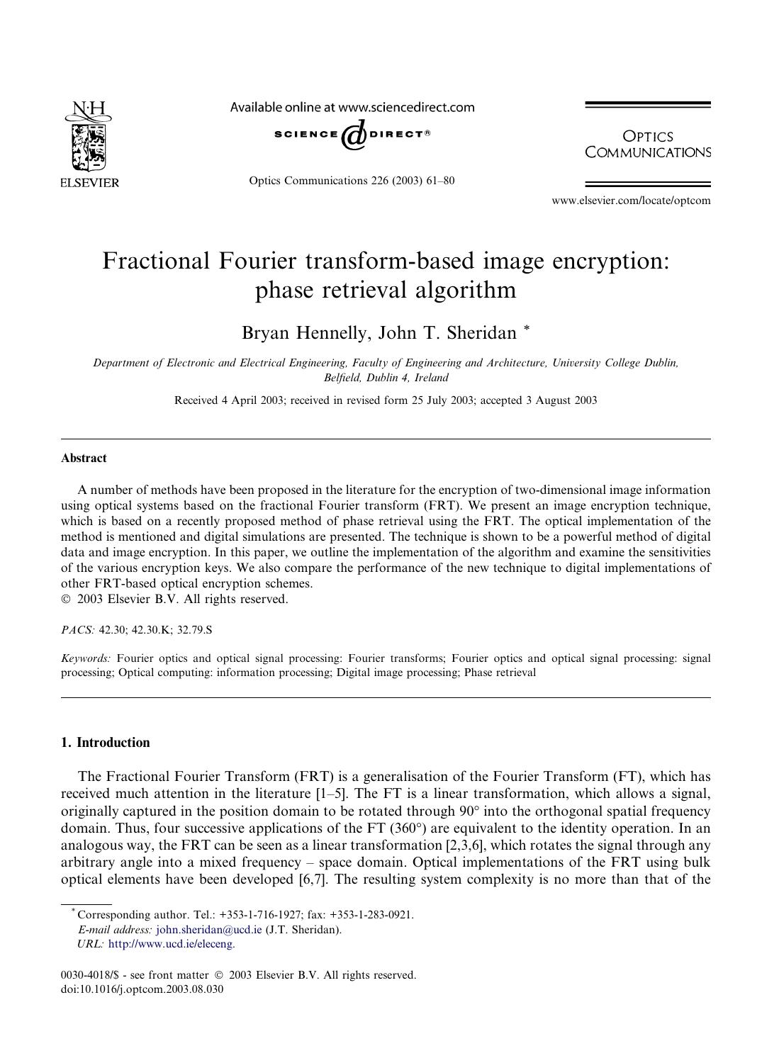# Fractional Fourier transform-based image encryption: phase retrieval algorithm

Bryan Hennelly, John T. Sheridan *

*Department of Electronic and Electrical Engineering, Faculty of Engineering and Architecture, University College Dublin, Belfield, Dublin 4, Ireland*

Received 4 April 2003; received in revised form 25 July 2003; accepted 3 August 2003

## Abstract

A number of methods have been proposed in the literature for the encryption of two-dimensional image information using optical systems based on the fractional Fourier transform (FRT). We present an image encryption technique, which is based on a recently proposed method of phase retrieval using the FRT. The optical implementation of the method is mentioned and digital simulations are presented. The technique is shown to be a powerful method of digital data and image encryption. In this paper, we outline the implementation of the algorithm and examine the sensitivities of the various encryption keys. We also compare the performance of the new technique to digital implementations of other FRT-based optical encryption schemes.

© 2003 Elsevier B.V. All rights reserved.

*PACS:* 42.30; 42.30.K; 32.79.S

*Keywords:* Fourier optics and optical signal processing: Fourier transforms; Fourier optics and optical signal processing: signal processing; Optical computing: information processing; Digital image processing; Phase retrieval

## 1. Introduction

The Fractional Fourier Transform (FRT) is a generalisation of the Fourier Transform (FT), which has received much attention in the literature [1–5]. The FT is a linear transformation, which allows a signal, originally captured in the position domain to be rotated through 90° into the orthogonal spatial frequency domain. Thus, four successive applications of the FT (360°) are equivalent to the identity operation. In an analogous way, the FRT can be seen as a linear transformation [2,3,6], which rotates the signal through any arbitrary angle into a mixed frequency – space domain. Optical implementations of the FRT using bulk optical elements have been developed [6,7]. The resulting system complexity is no more than that of the

* Corresponding author. Tel.: +353-1-716-1927; fax: +353-1-283-0921.
*E-mail address:* john.sheridan@ucd.ie (J.T. Sheridan).
*URL:* http://www.ucd.ie/eleceng.

0030-4018/$ - see front matter © 2003 Elsevier B.V. All rights reserved.
doi:10.1016/j.optcom.2003.08.030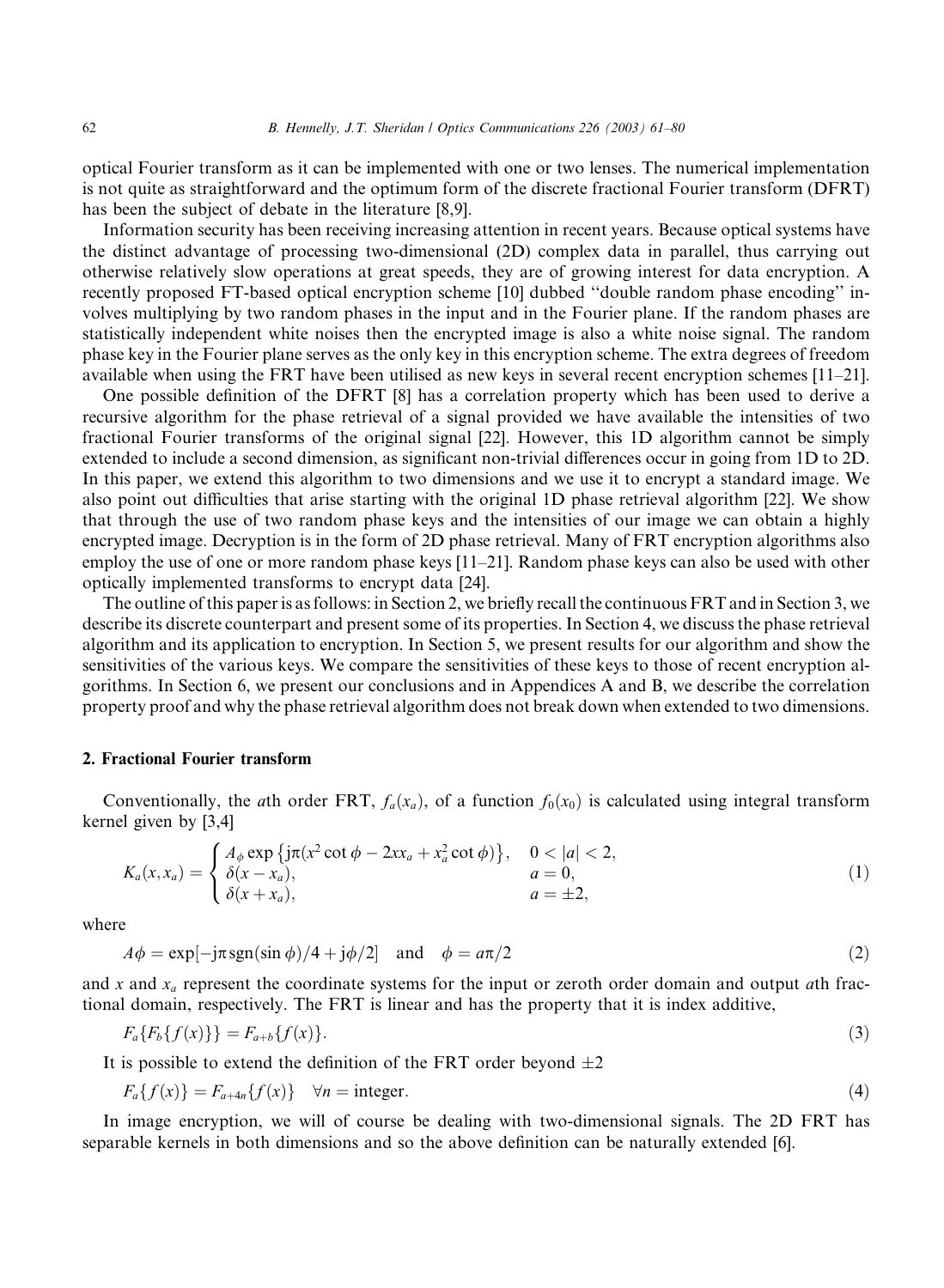optical Fourier transform as it can be implemented with one or two lenses. The numerical implementation is not quite as straightforward and the optimum form of the discrete fractional Fourier transform (DFRT) has been the subject of debate in the literature [8,9].

Information security has been receiving increasing attention in recent years. Because optical systems have the distinct advantage of processing two-dimensional (2D) complex data in parallel, thus carrying out otherwise relatively slow operations at great speeds, they are of growing interest for data encryption. A recently proposed FT-based optical encryption scheme [10] dubbed ''double random phase encoding'' involves multiplying by two random phases in the input and in the Fourier plane. If the random phases are statistically independent white noises then the encrypted image is also a white noise signal. The random phase key in the Fourier plane serves as the only key in this encryption scheme. The extra degrees of freedom available when using the FRT have been utilised as new keys in several recent encryption schemes [11–21].

One possible definition of the DFRT [8] has a correlation property which has been used to derive a recursive algorithm for the phase retrieval of a signal provided we have available the intensities of two fractional Fourier transforms of the original signal [22]. However, this 1D algorithm cannot be simply extended to include a second dimension, as significant non-trivial differences occur in going from 1D to 2D. In this paper, we extend this algorithm to two dimensions and we use it to encrypt a standard image. We also point out difficulties that arise starting with the original 1D phase retrieval algorithm [22]. We show that through the use of two random phase keys and the intensities of our image we can obtain a highly encrypted image. Decryption is in the form of 2D phase retrieval. Many of FRT encryption algorithms also employ the use of one or more random phase keys [11–21]. Random phase keys can also be used with other optically implemented transforms to encrypt data [24].

The outline of this paper is as follows: in Section 2, we briefly recall the continuous FRT and in Section 3, we describe its discrete counterpart and present some of its properties. In Section 4, we discuss the phase retrieval algorithm and its application to encryption. In Section 5, we present results for our algorithm and show the sensitivities of the various keys. We compare the sensitivities of these keys to those of recent encryption algorithms. In Section 6, we present our conclusions and in Appendices A and B, we describe the correlation property proof and why the phase retrieval algorithm does not break down when extended to two dimensions.

## 2. Fractional Fourier transform

Conventionally, the $a$th order FRT, $f_a(x_a)$, of a function $f_0(x_0)$ is calculated using integral transform kernel given by [3,4]

$$K_a(x, x_a) = \begin{cases} A_\phi \exp\{\mathrm{j}\pi(x^2 \cot\phi - 2xx_a + x_a^2 \cot\phi)\}, & 0 < |a| < 2, \\ \delta(x - x_a), & a = 0, \\ \delta(x + x_a), & a = \pm 2, \end{cases} \tag{1}$$

where

$$A\phi = \exp[-\mathrm{j}\pi\,\mathrm{sgn}(\sin\phi)/4 + \mathrm{j}\phi/2] \quad \text{and} \quad \phi = a\pi/2 \tag{2}$$

and $x$ and $x_a$ represent the coordinate systems for the input or zeroth order domain and output $a$th fractional domain, respectively. The FRT is linear and has the property that it is index additive,

$$F_a\{F_b\{f(x)\}\} = F_{a+b}\{f(x)\}. \tag{3}$$

It is possible to extend the definition of the FRT order beyond $\pm 2$

$$F_a\{f(x)\} = F_{a+4n}\{f(x)\} \quad \forall n = \text{integer}. \tag{4}$$

In image encryption, we will of course be dealing with two-dimensional signals. The 2D FRT has separable kernels in both dimensions and so the above definition can be naturally extended [6].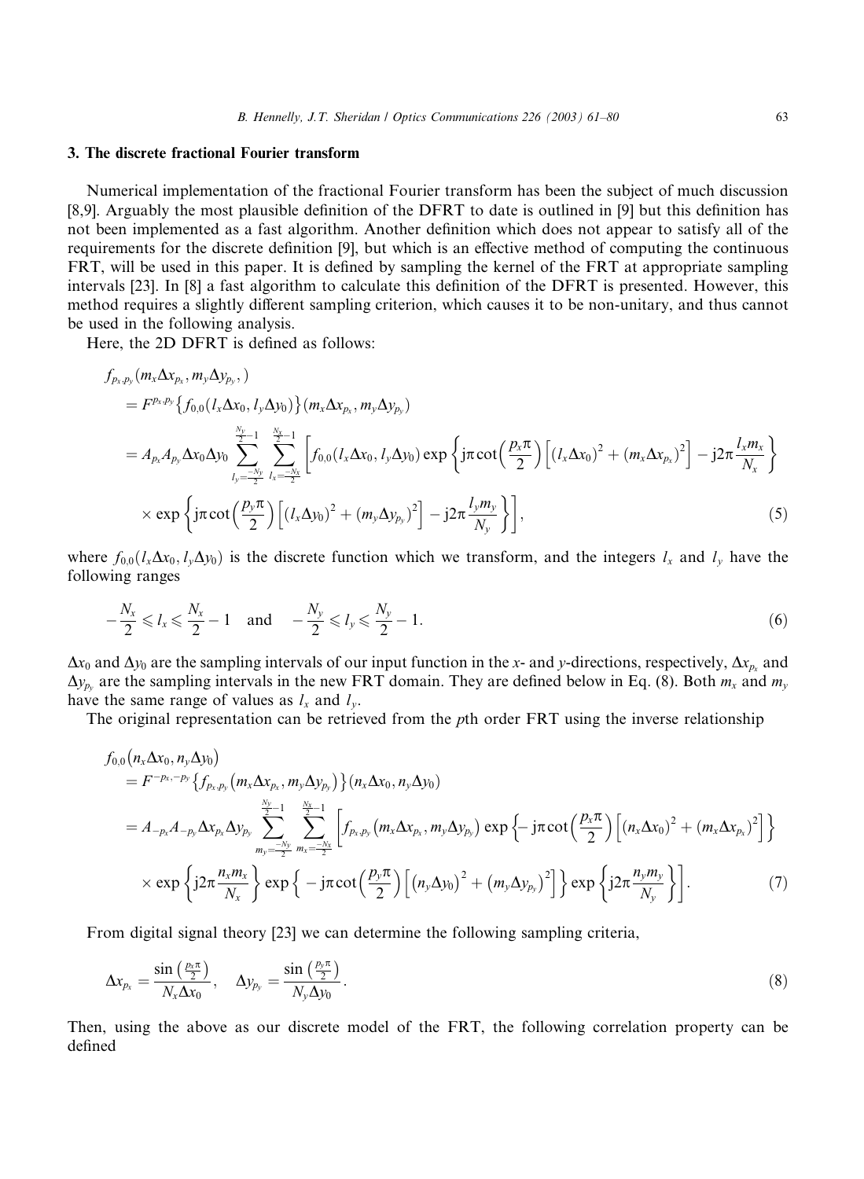## 3. The discrete fractional Fourier transform

Numerical implementation of the fractional Fourier transform has been the subject of much discussion [8,9]. Arguably the most plausible definition of the DFRT to date is outlined in [9] but this definition has not been implemented as a fast algorithm. Another definition which does not appear to satisfy all of the requirements for the discrete definition [9], but which is an effective method of computing the continuous FRT, will be used in this paper. It is defined by sampling the kernel of the FRT at appropriate sampling intervals [23]. In [8] a fast algorithm to calculate this definition of the DFRT is presented. However, this method requires a slightly different sampling criterion, which causes it to be non-unitary, and thus cannot be used in the following analysis.

Here, the 2D DFRT is defined as follows:

$$
\begin{aligned}
& f_{p_x,p_y}(m_x\Delta x_{p_x}, m_y\Delta y_{p_y},) \\
&= F^{p_x,p_y}\left\{f_{0,0}(l_x\Delta x_0, l_y\Delta y_0)\right\}(m_x\Delta x_{p_x}, m_y\Delta y_{p_y}) \\
&= A_{p_x}A_{p_y}\Delta x_0\Delta y_0 \sum_{l_y=\frac{-N_y}{2}}^{\frac{N_y}{2}-1}\sum_{l_x=\frac{-N_x}{2}}^{\frac{N_x}{2}-1}\left[f_{0,0}(l_x\Delta x_0, l_y\Delta y_0)\exp\left\{\mathrm{j}\pi\cot\left(\frac{p_x\pi}{2}\right)\left[(l_x\Delta x_0)^2+(m_x\Delta x_{p_x})^2\right]-\mathrm{j}2\pi\frac{l_x m_x}{N_x}\right\}\right. \\
&\quad \left.\times\exp\left\{\mathrm{j}\pi\cot\left(\frac{p_y\pi}{2}\right)\left[(l_x\Delta y_0)^2+(m_y\Delta y_{p_y})^2\right]-\mathrm{j}2\pi\frac{l_y m_y}{N_y}\right\}\right],
\end{aligned}
\tag{5}
$$

where $f_{0,0}(l_x\Delta x_0, l_y\Delta y_0)$ is the discrete function which we transform, and the integers $l_x$ and $l_y$ have the following ranges

$$
-\frac{N_x}{2}\leqslant l_x\leqslant\frac{N_x}{2}-1 \quad\text{and}\quad -\frac{N_y}{2}\leqslant l_y\leqslant\frac{N_y}{2}-1. \tag{6}
$$

$\Delta x_0$ and $\Delta y_0$ are the sampling intervals of our input function in the $x$- and $y$-directions, respectively, $\Delta x_{p_x}$ and $\Delta y_{p_y}$ are the sampling intervals in the new FRT domain. They are defined below in Eq. (8). Both $m_x$ and $m_y$ have the same range of values as $l_x$ and $l_y$.

The original representation can be retrieved from the $p$th order FRT using the inverse relationship

$$
\begin{aligned}
& f_{0,0}\left(n_x\Delta x_0, n_y\Delta y_0\right) \\
&= F^{-p_x,-p_y}\left\{f_{p_x,p_y}\left(m_x\Delta x_{p_x}, m_y\Delta y_{p_y}\right)\right\}(n_x\Delta x_0, n_y\Delta y_0) \\
&= A_{-p_x}A_{-p_y}\Delta x_{p_x}\Delta y_{p_y}\sum_{m_y=\frac{-N_y}{2}}^{\frac{N_y}{2}-1}\sum_{m_x=\frac{-N_x}{2}}^{\frac{N_x}{2}-1}\left[f_{p_x,p_y}\left(m_x\Delta x_{p_x}, m_y\Delta y_{p_y}\right)\exp\left\{-\mathrm{j}\pi\cot\left(\frac{p_x\pi}{2}\right)\left[(n_x\Delta x_0)^2+(m_x\Delta x_{p_x})^2\right]\right\}\right. \\
&\quad \left.\times\exp\left\{\mathrm{j}2\pi\frac{n_x m_x}{N_x}\right\}\exp\left\{-\mathrm{j}\pi\cot\left(\frac{p_y\pi}{2}\right)\left[\left(n_y\Delta y_0\right)^2+\left(m_y\Delta y_{p_y}\right)^2\right]\right\}\exp\left\{\mathrm{j}2\pi\frac{n_y m_y}{N_y}\right\}\right].
\end{aligned}
\tag{7}
$$

From digital signal theory [23] we can determine the following sampling criteria,

$$
\Delta x_{p_x}=\frac{\sin\left(\frac{p_x\pi}{2}\right)}{N_x\Delta x_0},\quad \Delta y_{p_y}=\frac{\sin\left(\frac{p_y\pi}{2}\right)}{N_y\Delta y_0}. \tag{8}
$$

Then, using the above as our discrete model of the FRT, the following correlation property can be defined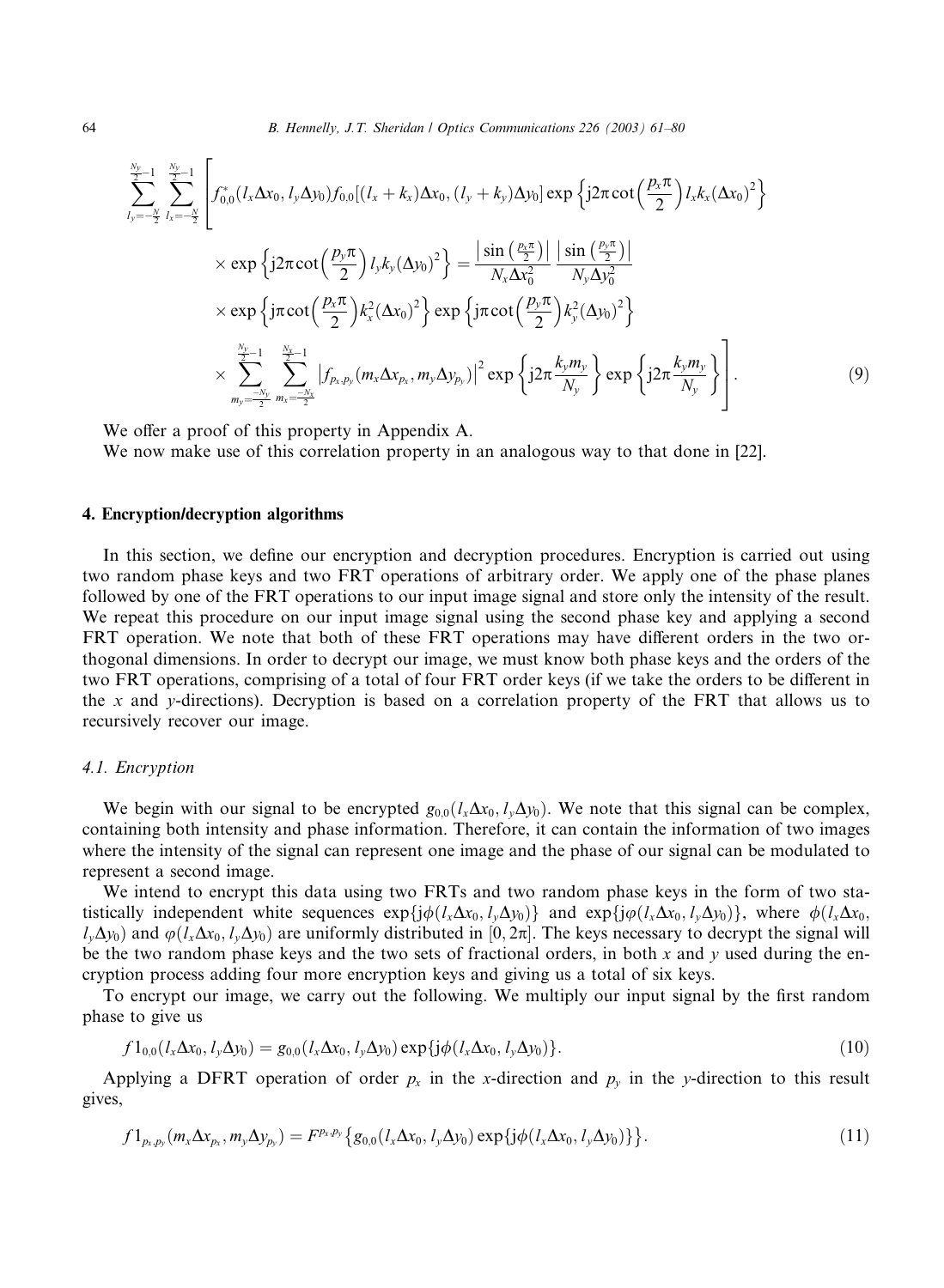$$
\sum_{l_y=-\frac{N_y}{2}}^{\frac{N_y}{2}-1} \sum_{l_x=-\frac{N}{2}}^{\frac{N_y}{2}-1} \Bigg[ f^*_{0,0}(l_x\Delta x_0, l_y\Delta y_0) f_{0,0}[(l_x+k_x)\Delta x_0, (l_y+k_y)\Delta y_0] \exp\left\{ \mathrm{j}2\pi \cot\left(\frac{p_x\pi}{2}\right) l_x k_x (\Delta x_0)^2 \right\}
$$

$$
\times \exp\left\{ \mathrm{j}2\pi \cot\left(\frac{p_y\pi}{2}\right) l_y k_y (\Delta y_0)^2 \right\} = \frac{\left|\sin\left(\frac{p_x\pi}{2}\right)\right|}{N_x \Delta x_0^2} \frac{\left|\sin\left(\frac{p_y\pi}{2}\right)\right|}{N_y \Delta y_0^2}
$$

$$
\times \exp\left\{ \mathrm{j}\pi \cot\left(\frac{p_x\pi}{2}\right) k_x^2 (\Delta x_0)^2 \right\} \exp\left\{ \mathrm{j}\pi \cot\left(\frac{p_y\pi}{2}\right) k_y^2 (\Delta y_0)^2 \right\}
$$

$$
\times \sum_{m_y=\frac{-N_y}{2}}^{\frac{N_y}{2}-1} \sum_{m_x=\frac{-N_x}{2}}^{\frac{N_x}{2}-1} \left| f_{p_x,p_y}(m_x\Delta x_{p_x}, m_y\Delta y_{p_y}) \right|^2 \exp\left\{ \mathrm{j}2\pi \frac{k_y m_y}{N_y} \right\} \exp\left\{ \mathrm{j}2\pi \frac{k_y m_y}{N_y} \right\} \Bigg]. \tag{9}
$$

We offer a proof of this property in Appendix A.

We now make use of this correlation property in an analogous way to that done in [22].

## 4. Encryption/decryption algorithms

In this section, we define our encryption and decryption procedures. Encryption is carried out using two random phase keys and two FRT operations of arbitrary order. We apply one of the phase planes followed by one of the FRT operations to our input image signal and store only the intensity of the result. We repeat this procedure on our input image signal using the second phase key and applying a second FRT operation. We note that both of these FRT operations may have different orders in the two orthogonal dimensions. In order to decrypt our image, we must know both phase keys and the orders of the two FRT operations, comprising of a total of four FRT order keys (if we take the orders to be different in the $x$ and $y$-directions). Decryption is based on a correlation property of the FRT that allows us to recursively recover our image.

### 4.1. Encryption

We begin with our signal to be encrypted $g_{0,0}(l_x\Delta x_0, l_y\Delta y_0)$. We note that this signal can be complex, containing both intensity and phase information. Therefore, it can contain the information of two images where the intensity of the signal can represent one image and the phase of our signal can be modulated to represent a second image.

We intend to encrypt this data using two FRTs and two random phase keys in the form of two statistically independent white sequences $\exp\{\mathrm{j}\phi(l_x\Delta x_0, l_y\Delta y_0)\}$ and $\exp\{\mathrm{j}\varphi(l_x\Delta x_0, l_y\Delta y_0)\}$, where $\phi(l_x\Delta x_0, l_y\Delta y_0)$ and $\varphi(l_x\Delta x_0, l_y\Delta y_0)$ are uniformly distributed in $[0, 2\pi]$. The keys necessary to decrypt the signal will be the two random phase keys and the two sets of fractional orders, in both $x$ and $y$ used during the encryption process adding four more encryption keys and giving us a total of six keys.

To encrypt our image, we carry out the following. We multiply our input signal by the first random phase to give us

$$
f1_{0,0}(l_x\Delta x_0, l_y\Delta y_0) = g_{0,0}(l_x\Delta x_0, l_y\Delta y_0) \exp\{\mathrm{j}\phi(l_x\Delta x_0, l_y\Delta y_0)\}. \tag{10}
$$

Applying a DFRT operation of order $p_x$ in the $x$-direction and $p_y$ in the $y$-direction to this result gives,

$$
f1_{p_x,p_y}(m_x\Delta x_{p_x}, m_y\Delta y_{p_y}) = F^{p_x,p_y}\left\{ g_{0,0}(l_x\Delta x_0, l_y\Delta y_0) \exp\{\mathrm{j}\phi(l_x\Delta x_0, l_y\Delta y_0)\} \right\}. \tag{11}
$$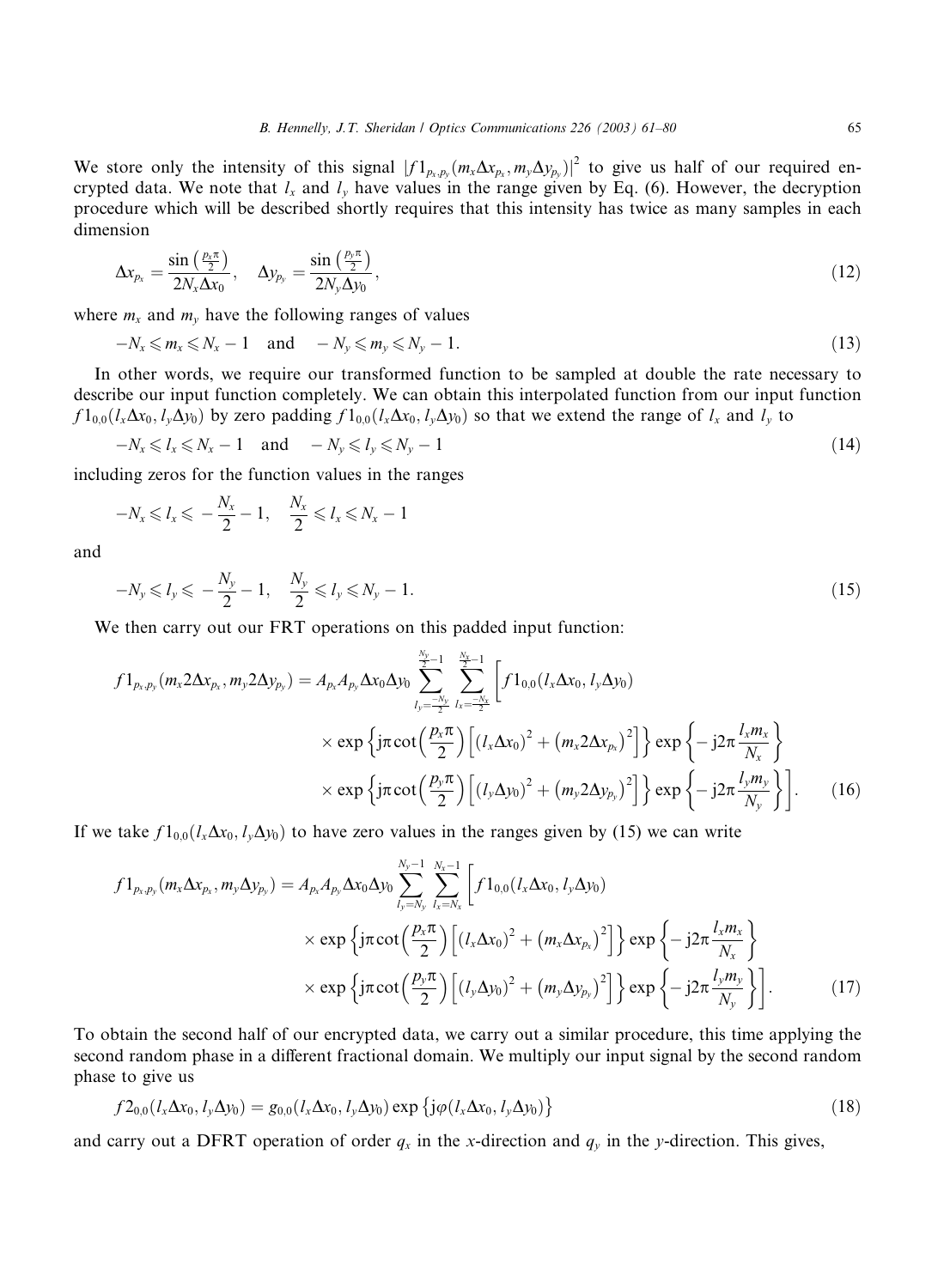We store only the intensity of this signal $|f1_{p_x,p_y}(m_x\Delta x_{p_x}, m_y\Delta y_{p_y})|^2$ to give us half of our required encrypted data. We note that $l_x$ and $l_y$ have values in the range given by Eq. (6). However, the decryption procedure which will be described shortly requires that this intensity has twice as many samples in each dimension

$$\Delta x_{p_x} = \frac{\sin\left(\frac{p_x\pi}{2}\right)}{2N_x\Delta x_0}, \quad \Delta y_{p_y} = \frac{\sin\left(\frac{p_y\pi}{2}\right)}{2N_y\Delta y_0}, \tag{12}$$

where $m_x$ and $m_y$ have the following ranges of values

$$-N_x \leqslant m_x \leqslant N_x - 1 \quad \text{and} \quad -N_y \leqslant m_y \leqslant N_y - 1. \tag{13}$$

In other words, we require our transformed function to be sampled at double the rate necessary to describe our input function completely. We can obtain this interpolated function from our input function $f1_{0,0}(l_x\Delta x_0, l_y\Delta y_0)$ by zero padding $f1_{0,0}(l_x\Delta x_0, l_y\Delta y_0)$ so that we extend the range of $l_x$ and $l_y$ to

$$-N_x \leqslant l_x \leqslant N_x - 1 \quad \text{and} \quad -N_y \leqslant l_y \leqslant N_y - 1 \tag{14}$$

including zeros for the function values in the ranges

$$-N_x \leqslant l_x \leqslant -\frac{N_x}{2} - 1, \quad \frac{N_x}{2} \leqslant l_x \leqslant N_x - 1$$

and

$$-N_y \leqslant l_y \leqslant -\frac{N_y}{2} - 1, \quad \frac{N_y}{2} \leqslant l_y \leqslant N_y - 1. \tag{15}$$

We then carry out our FRT operations on this padded input function:

$$\begin{aligned} f1_{p_x,p_y}(m_x 2\Delta x_{p_x}, m_y 2\Delta y_{p_y}) = A_{p_x}A_{p_y}\Delta x_0\Delta y_0 \sum_{l_y=\frac{-N_y}{2}}^{\frac{N_y}{2}-1} \sum_{l_x=\frac{-N_x}{2}}^{\frac{N_x}{2}-1} \Bigg[ & f1_{0,0}(l_x\Delta x_0, l_y\Delta y_0) \\ & \times \exp\left\{ j\pi \cot\left(\frac{p_x\pi}{2}\right)\left[(l_x\Delta x_0)^2 + \left(m_x 2\Delta x_{p_x}\right)^2\right]\right\} \exp\left\{-j2\pi\frac{l_x m_x}{N_x}\right\} \\ & \times \exp\left\{ j\pi \cot\left(\frac{p_y\pi}{2}\right)\left[(l_y\Delta y_0)^2 + \left(m_y 2\Delta y_{p_y}\right)^2\right]\right\} \exp\left\{-j2\pi\frac{l_y m_y}{N_y}\right\} \Bigg]. \end{aligned} \tag{16}$$

If we take $f1_{0,0}(l_x\Delta x_0, l_y\Delta y_0)$ to have zero values in the ranges given by (15) we can write

$$\begin{aligned} f1_{p_x,p_y}(m_x\Delta x_{p_x}, m_y\Delta y_{p_y}) = A_{p_x}A_{p_y}\Delta x_0\Delta y_0 \sum_{l_y=N_y}^{N_y-1} \sum_{l_x=N_x}^{N_x-1} \Bigg[ & f1_{0,0}(l_x\Delta x_0, l_y\Delta y_0) \\ & \times \exp\left\{ j\pi \cot\left(\frac{p_x\pi}{2}\right)\left[(l_x\Delta x_0)^2 + \left(m_x\Delta x_{p_x}\right)^2\right]\right\} \exp\left\{-j2\pi\frac{l_x m_x}{N_x}\right\} \\ & \times \exp\left\{ j\pi \cot\left(\frac{p_y\pi}{2}\right)\left[(l_y\Delta y_0)^2 + \left(m_y\Delta y_{p_y}\right)^2\right]\right\} \exp\left\{-j2\pi\frac{l_y m_y}{N_y}\right\} \Bigg]. \end{aligned} \tag{17}$$

To obtain the second half of our encrypted data, we carry out a similar procedure, this time applying the second random phase in a different fractional domain. We multiply our input signal by the second random phase to give us

$$f2_{0,0}(l_x\Delta x_0, l_y\Delta y_0) = g_{0,0}(l_x\Delta x_0, l_y\Delta y_0)\exp\{j\varphi(l_x\Delta x_0, l_y\Delta y_0)\} \tag{18}$$

and carry out a DFRT operation of order $q_x$ in the $x$-direction and $q_y$ in the $y$-direction. This gives,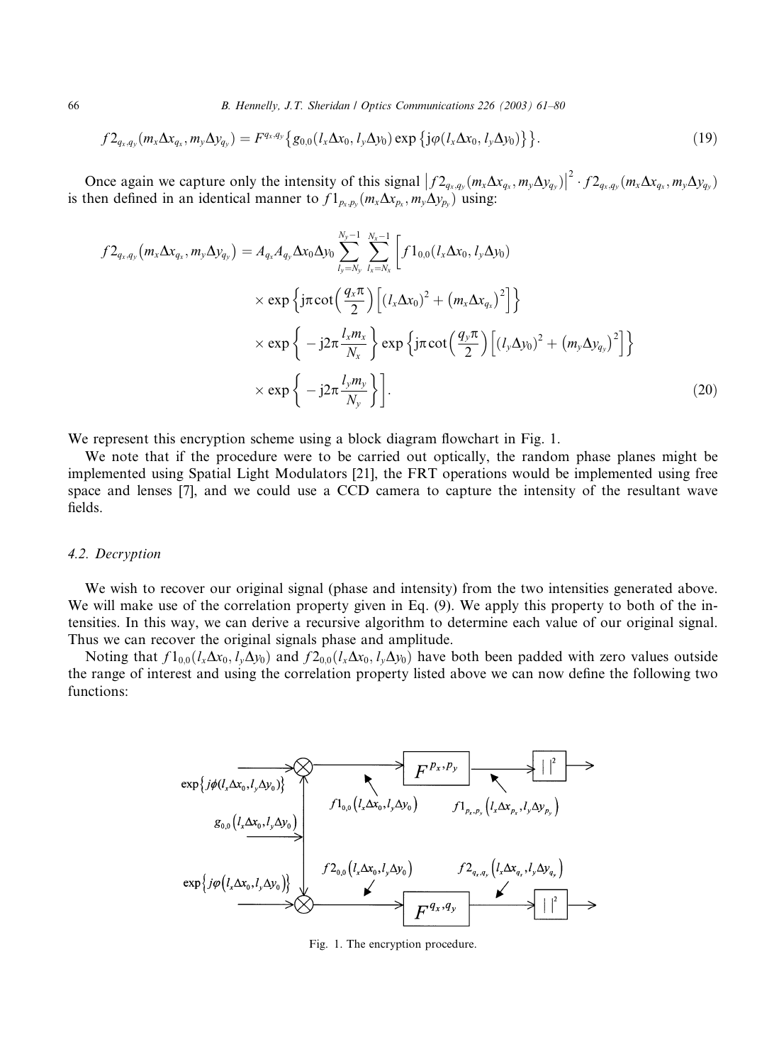$$f2_{q_x,q_y}(m_x\Delta x_{q_x}, m_y\Delta y_{q_y}) = F^{q_x,q_y}\left\{g_{0,0}(l_x\Delta x_0, l_y\Delta y_0)\exp\left\{\mathrm{j}\varphi(l_x\Delta x_0, l_y\Delta y_0)\right\}\right\}. \tag{19}$$

Once again we capture only the intensity of this signal $\left|f2_{q_x,q_y}(m_x\Delta x_{q_x}, m_y\Delta y_{q_y})\right|^2 \cdot f2_{q_x,q_y}(m_x\Delta x_{q_x}, m_y\Delta y_{q_y})$ is then defined in an identical manner to $f1_{p_x,p_y}(m_x\Delta x_{p_x}, m_y\Delta y_{p_y})$ using:

$$\begin{aligned}
f2_{q_x,q_y}\left(m_x\Delta x_{q_x}, m_y\Delta y_{q_y}\right) = A_{q_x}A_{q_y}\Delta x_0\Delta y_0 \sum_{l_y=N_y}^{N_y-1}\sum_{l_x=N_x}^{N_x-1}\Bigg[ & f1_{0,0}(l_x\Delta x_0, l_y\Delta y_0) \\
& \times \exp\left\{\mathrm{j}\pi\cot\left(\frac{q_x\pi}{2}\right)\left[(l_x\Delta x_0)^2 + \left(m_x\Delta x_{q_x}\right)^2\right]\right\} \\
& \times \exp\left\{-\mathrm{j}2\pi\frac{l_x m_x}{N_x}\right\}\exp\left\{\mathrm{j}\pi\cot\left(\frac{q_y\pi}{2}\right)\left[(l_y\Delta y_0)^2 + \left(m_y\Delta y_{q_y}\right)^2\right]\right\} \\
& \times \exp\left\{-\mathrm{j}2\pi\frac{l_y m_y}{N_y}\right\}\Bigg].
\end{aligned} \tag{20}$$

We represent this encryption scheme using a block diagram flowchart in Fig. 1.

We note that if the procedure were to be carried out optically, the random phase planes might be implemented using Spatial Light Modulators [21], the FRT operations would be implemented using free space and lenses [7], and we could use a CCD camera to capture the intensity of the resultant wave fields.

### 4.2. Decryption

We wish to recover our original signal (phase and intensity) from the two intensities generated above. We will make use of the correlation property given in Eq. (9). We apply this property to both of the intensities. In this way, we can derive a recursive algorithm to determine each value of our original signal. Thus we can recover the original signals phase and amplitude.

Noting that $f1_{0,0}(l_x\Delta x_0, l_y\Delta y_0)$ and $f2_{0,0}(l_x\Delta x_0, l_y\Delta y_0)$ have both been padded with zero values outside the range of interest and using the correlation property listed above we can now define the following two functions:

Fig. 1. The encryption procedure.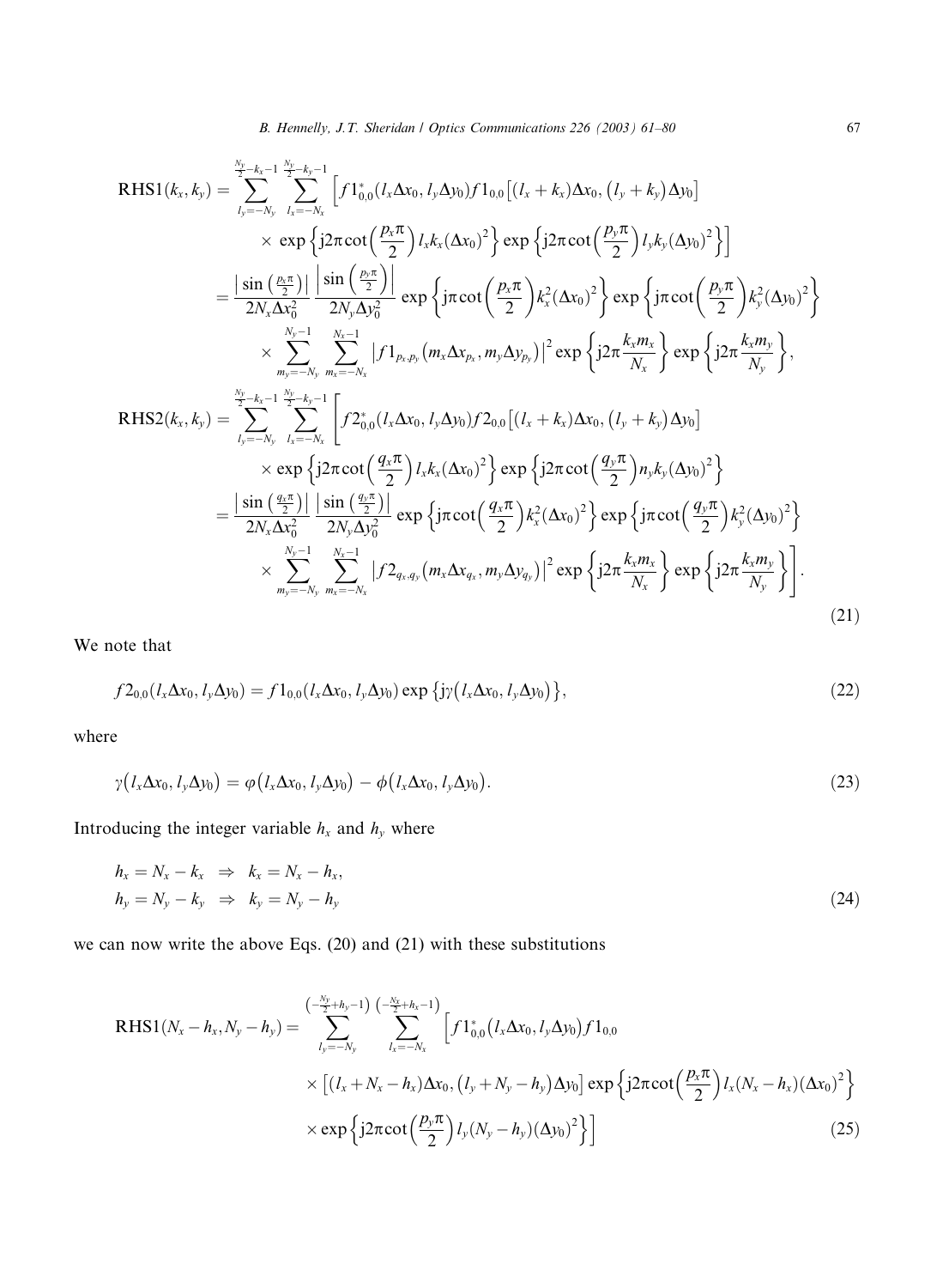$$
\begin{aligned}
\mathrm{RHS1}(k_x,k_y) &= \sum_{l_y=-N_y}^{\frac{N_y}{2}-k_x-1}\sum_{l_x=-N_x}^{\frac{N_y}{2}-k_y-1}\Big[f1^*_{0,0}(l_x\Delta x_0,l_y\Delta y_0)f1_{0,0}\big[(l_x+k_x)\Delta x_0,\big(l_y+k_y\big)\Delta y_0\big] \\
&\quad\times\,\exp\Big\{\mathrm{j}2\pi\cot\Big(\frac{p_x\pi}{2}\Big)l_xk_x(\Delta x_0)^2\Big\}\exp\Big\{\mathrm{j}2\pi\cot\Big(\frac{p_y\pi}{2}\Big)l_yk_y(\Delta y_0)^2\Big\}\Big] \\
&= \frac{\big|\sin\big(\frac{p_x\pi}{2}\big)\big|}{2N_x\Delta x_0^2}\,\frac{\Big|\sin\Big(\frac{p_y\pi}{2}\Big)\Big|}{2N_y\Delta y_0^2}\exp\Big\{\mathrm{j}\pi\cot\Big(\frac{p_x\pi}{2}\Big)k_x^2(\Delta x_0)^2\Big\}\exp\Big\{\mathrm{j}\pi\cot\Big(\frac{p_y\pi}{2}\Big)k_y^2(\Delta y_0)^2\Big\} \\
&\quad\times\sum_{m_y=-N_y}^{N_y-1}\sum_{m_x=-N_x}^{N_x-1}\big|f1_{p_x,p_y}\big(m_x\Delta x_{p_x},m_y\Delta y_{p_y}\big)\big|^2\exp\Big\{\mathrm{j}2\pi\frac{k_xm_x}{N_x}\Big\}\exp\Big\{\mathrm{j}2\pi\frac{k_xm_y}{N_y}\Big\}, \\
\mathrm{RHS2}(k_x,k_y) &= \sum_{l_y=-N_y}^{\frac{N_y}{2}-k_x-1}\sum_{l_x=-N_x}^{\frac{N_y}{2}-k_y-1}\Bigg[f2^*_{0,0}(l_x\Delta x_0,l_y\Delta y_0)f2_{0,0}\big[(l_x+k_x)\Delta x_0,\big(l_y+k_y\big)\Delta y_0\big] \\
&\quad\times\exp\Big\{\mathrm{j}2\pi\cot\Big(\frac{q_x\pi}{2}\Big)l_xk_x(\Delta x_0)^2\Big\}\exp\Big\{\mathrm{j}2\pi\cot\Big(\frac{q_y\pi}{2}\Big)n_yk_y(\Delta y_0)^2\Big\} \\
&= \frac{\big|\sin\big(\frac{q_x\pi}{2}\big)\big|}{2N_x\Delta x_0^2}\,\frac{\big|\sin\big(\frac{q_y\pi}{2}\big)\big|}{2N_y\Delta y_0^2}\exp\Big\{\mathrm{j}\pi\cot\Big(\frac{q_x\pi}{2}\Big)k_x^2(\Delta x_0)^2\Big\}\exp\Big\{\mathrm{j}\pi\cot\Big(\frac{q_y\pi}{2}\Big)k_y^2(\Delta y_0)^2\Big\} \\
&\quad\times\sum_{m_y=-N_y}^{N_y-1}\sum_{m_x=-N_x}^{N_x-1}\big|f2_{q_x,q_y}\big(m_x\Delta x_{q_x},m_y\Delta y_{q_y}\big)\big|^2\exp\Big\{\mathrm{j}2\pi\frac{k_xm_x}{N_x}\Big\}\exp\Big\{\mathrm{j}2\pi\frac{k_xm_y}{N_y}\Big\}\Bigg].
\end{aligned}
\tag{21}
$$

We note that

$$
f2_{0,0}(l_x\Delta x_0,l_y\Delta y_0)=f1_{0,0}(l_x\Delta x_0,l_y\Delta y_0)\exp\big\{\mathrm{j}\gamma\big(l_x\Delta x_0,l_y\Delta y_0\big)\big\},
\tag{22}
$$

where

$$
\gamma\big(l_x\Delta x_0,l_y\Delta y_0\big)=\varphi\big(l_x\Delta x_0,l_y\Delta y_0\big)-\phi\big(l_x\Delta x_0,l_y\Delta y_0\big).
\tag{23}
$$

Introducing the integer variable $h_x$ and $h_y$ where

$$
\begin{aligned}
&h_x=N_x-k_x \;\;\Rightarrow\;\; k_x=N_x-h_x, \\
&h_y=N_y-k_y \;\;\Rightarrow\;\; k_y=N_y-h_y
\end{aligned}
\tag{24}
$$

we can now write the above Eqs. (20) and (21) with these substitutions

$$
\begin{aligned}
\mathrm{RHS1}(N_x-h_x,N_y-h_y) &= \sum_{l_y=-N_y}^{\left(-\frac{N_y}{2}+h_y-1\right)}\sum_{l_x=-N_x}^{\left(-\frac{N_x}{2}+h_x-1\right)}\Big[f1^*_{0,0}\big(l_x\Delta x_0,l_y\Delta y_0\big)f1_{0,0} \\
&\quad\times\big[(l_x+N_x-h_x)\Delta x_0,\big(l_y+N_y-h_y\big)\Delta y_0\big]\exp\Big\{\mathrm{j}2\pi\cot\Big(\frac{p_x\pi}{2}\Big)l_x(N_x-h_x)(\Delta x_0)^2\Big\} \\
&\quad\times\exp\Big\{\mathrm{j}2\pi\cot\Big(\frac{p_y\pi}{2}\Big)l_y(N_y-h_y)(\Delta y_0)^2\Big\}\Big]
\end{aligned}
\tag{25}
$$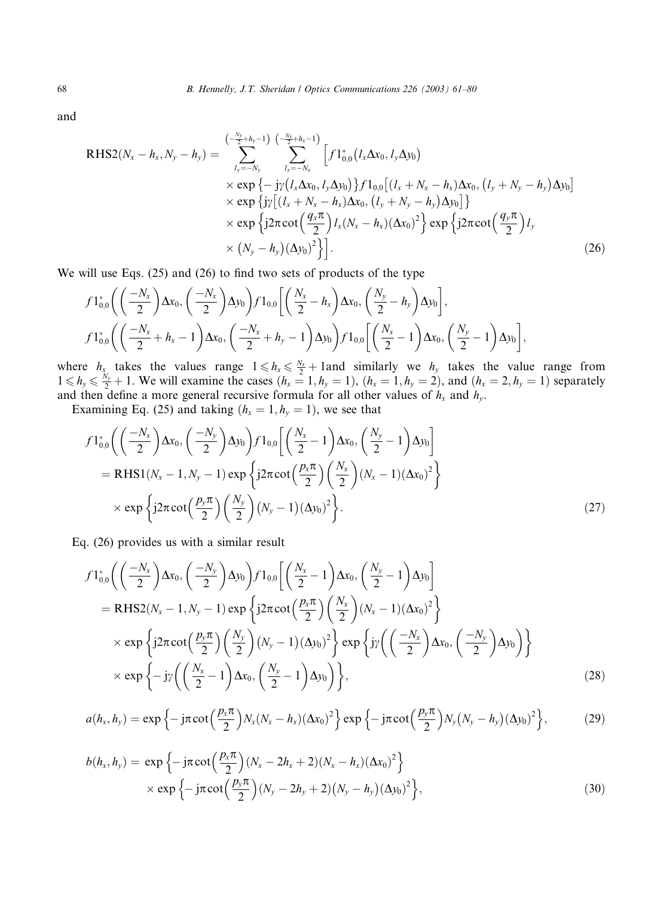and

$$
\begin{aligned}
\mathrm{RHS2}(N_x - h_x, N_y - h_y) = \sum_{l_y=-N_y}^{\left(-\frac{N_y}{2}+h_y-1\right)} \sum_{l_x=-N_x}^{\left(-\frac{N_x}{2}+h_x-1\right)} & \Big[ f1^*_{0,0}(l_x\Delta x_0, l_y\Delta y_0) \\
& \times \exp\{-\mathrm{j}\gamma(l_x\Delta x_0, l_y\Delta y_0)\} f1_{0,0}[(l_x + N_x - h_x)\Delta x_0, (l_y + N_y - h_y)\Delta y_0] \\
& \times \exp\{\mathrm{j}\gamma[(l_x + N_x - h_x)\Delta x_0, (l_y + N_y - h_y)\Delta y_0]\} \\
& \times \exp\left\{\mathrm{j}2\pi \cot\left(\frac{q_x \pi}{2}\right) l_x (N_x - h_x)(\Delta x_0)^2\right\} \exp\left\{\mathrm{j}2\pi \cot\left(\frac{q_y \pi}{2}\right) l_y \right. \\
& \left. \times (N_y - h_y)(\Delta y_0)^2\right\} \Big].
\end{aligned} \tag{26}
$$

We will use Eqs. (25) and (26) to find two sets of products of the type

$$
f1^*_{0,0}\left(\left(\frac{-N_x}{2}\right)\Delta x_0, \left(\frac{-N_x}{2}\right)\Delta y_0\right) f1_{0,0}\left[\left(\frac{N_x}{2} - h_x\right)\Delta x_0, \left(\frac{N_y}{2} - h_y\right)\Delta y_0\right],
$$

$$
f1^*_{0,0}\left(\left(\frac{-N_x}{2} + h_x - 1\right)\Delta x_0, \left(\frac{-N_x}{2} + h_y - 1\right)\Delta y_0\right) f1_{0,0}\left[\left(\frac{N_x}{2} - 1\right)\Delta x_0, \left(\frac{N_y}{2} - 1\right)\Delta y_0\right],
$$

where $h_x$ takes the values range $1 \leqslant h_x \leqslant \frac{N_x}{2} + 1$and similarly we $h_y$ takes the value range from $1 \leqslant h_y \leqslant \frac{N_y}{2} + 1$. We will examine the cases $(h_x = 1, h_y = 1)$, $(h_x = 1, h_y = 2)$, and $(h_x = 2, h_y = 1)$ separately and then define a more general recursive formula for all other values of $h_x$ and $h_y$.

Examining Eq. (25) and taking $(h_x = 1, h_y = 1)$, we see that

$$
\begin{aligned}
& f1^*_{0,0}\left(\left(\frac{-N_x}{2}\right)\Delta x_0, \left(\frac{-N_y}{2}\right)\Delta y_0\right) f1_{0,0}\left[\left(\frac{N_x}{2} - 1\right)\Delta x_0, \left(\frac{N_y}{2} - 1\right)\Delta y_0\right] \\
& = \mathrm{RHS1}(N_x - 1, N_y - 1) \exp\left\{\mathrm{j}2\pi \cot\left(\frac{p_x \pi}{2}\right)\left(\frac{N_x}{2}\right)(N_x - 1)(\Delta x_0)^2\right\} \\
& \quad \times \exp\left\{\mathrm{j}2\pi \cot\left(\frac{p_y \pi}{2}\right)\left(\frac{N_y}{2}\right)(N_y - 1)(\Delta y_0)^2\right\}.
\end{aligned} \tag{27}
$$

Eq. (26) provides us with a similar result

$$
\begin{aligned}
& f1^*_{0,0}\left(\left(\frac{-N_x}{2}\right)\Delta x_0, \left(\frac{-N_y}{2}\right)\Delta y_0\right) f1_{0,0}\left[\left(\frac{N_x}{2} - 1\right)\Delta x_0, \left(\frac{N_y}{2} - 1\right)\Delta y_0\right] \\
& = \mathrm{RHS2}(N_x - 1, N_y - 1) \exp\left\{\mathrm{j}2\pi \cot\left(\frac{p_x \pi}{2}\right)\left(\frac{N_x}{2}\right)(N_x - 1)(\Delta x_0)^2\right\} \\
& \quad \times \exp\left\{\mathrm{j}2\pi \cot\left(\frac{p_y \pi}{2}\right)\left(\frac{N_y}{2}\right)(N_y - 1)(\Delta y_0)^2\right\} \exp\left\{\mathrm{j}\gamma\left(\left(\frac{-N_x}{2}\right)\Delta x_0, \left(\frac{-N_y}{2}\right)\Delta y_0\right)\right\} \\
& \quad \times \exp\left\{-\mathrm{j}\gamma\left(\left(\frac{N_x}{2} - 1\right)\Delta x_0, \left(\frac{N_y}{2} - 1\right)\Delta y_0\right)\right\},
\end{aligned} \tag{28}
$$

$$
a(h_x, h_y) = \exp\left\{-\mathrm{j}\pi \cot\left(\frac{p_x \pi}{2}\right) N_x (N_x - h_x)(\Delta x_0)^2\right\} \exp\left\{-\mathrm{j}\pi \cot\left(\frac{p_y \pi}{2}\right) N_y (N_y - h_y)(\Delta y_0)^2\right\}, \tag{29}
$$

$$
\begin{aligned}
b(h_x, h_y) = & \exp\left\{-\mathrm{j}\pi \cot\left(\frac{p_x \pi}{2}\right)(N_x - 2h_x + 2)(N_x - h_x)(\Delta x_0)^2\right\} \\
& \times \exp\left\{-\mathrm{j}\pi \cot\left(\frac{p_y \pi}{2}\right)(N_y - 2h_y + 2)(N_y - h_y)(\Delta y_0)^2\right\},
\end{aligned} \tag{30}
$$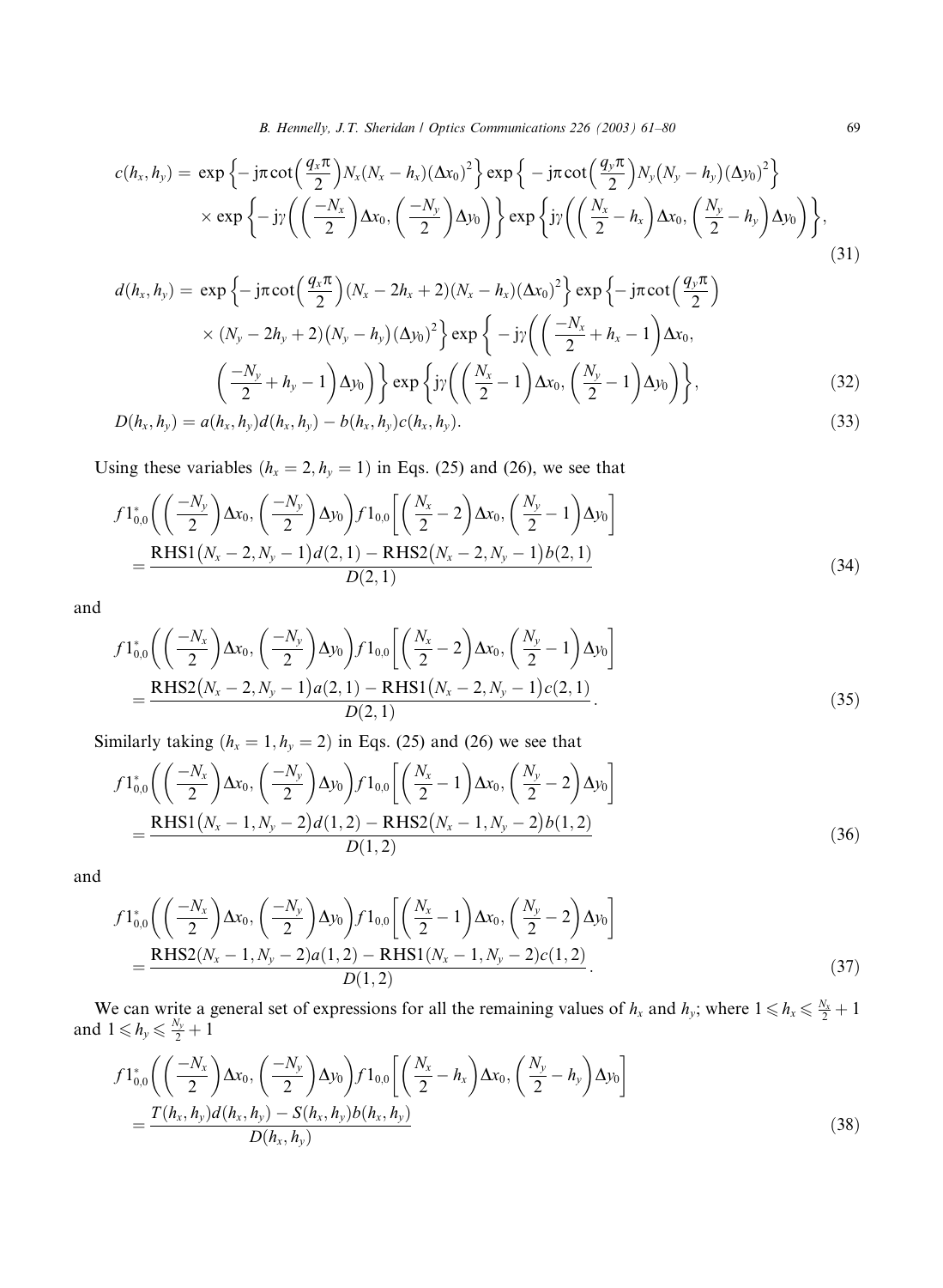$$
\begin{aligned}
c(h_x,h_y) = {} & \exp\left\{-\mathrm{j}\pi\cot\left(\frac{q_x\pi}{2}\right)N_x(N_x-h_x)(\Delta x_0)^2\right\}\exp\left\{-\mathrm{j}\pi\cot\left(\frac{q_y\pi}{2}\right)N_y(N_y-h_y)(\Delta y_0)^2\right\} \\
& \times \exp\left\{-\mathrm{j}\gamma\left(\left(\frac{-N_x}{2}\right)\Delta x_0,\left(\frac{-N_y}{2}\right)\Delta y_0\right)\right\}\exp\left\{\mathrm{j}\gamma\left(\left(\frac{N_x}{2}-h_x\right)\Delta x_0,\left(\frac{N_y}{2}-h_y\right)\Delta y_0\right)\right\},
\end{aligned}
\tag{31}
$$

$$
\begin{aligned}
d(h_x,h_y) = {} & \exp\left\{-\mathrm{j}\pi\cot\left(\frac{q_x\pi}{2}\right)(N_x-2h_x+2)(N_x-h_x)(\Delta x_0)^2\right\}\exp\left\{-\mathrm{j}\pi\cot\left(\frac{q_y\pi}{2}\right)\right. \\
& \left.\times (N_y-2h_y+2)(N_y-h_y)(\Delta y_0)^2\right\}\exp\left\{-\mathrm{j}\gamma\left(\left(\frac{-N_x}{2}+h_x-1\right)\Delta x_0,\right.\right. \\
& \left.\left.\left(\frac{-N_y}{2}+h_y-1\right)\Delta y_0\right)\right\}\exp\left\{\mathrm{j}\gamma\left(\left(\frac{N_x}{2}-1\right)\Delta x_0,\left(\frac{N_y}{2}-1\right)\Delta y_0\right)\right\},
\end{aligned}
\tag{32}
$$

$$
D(h_x,h_y) = a(h_x,h_y)d(h_x,h_y) - b(h_x,h_y)c(h_x,h_y). \tag{33}
$$

Using these variables ($h_x = 2, h_y = 1$) in Eqs. (25) and (26), we see that

$$
\begin{aligned}
& f1^*_{0,0}\left(\left(\frac{-N_y}{2}\right)\Delta x_0,\left(\frac{-N_y}{2}\right)\Delta y_0\right)f1_{0,0}\left[\left(\frac{N_x}{2}-2\right)\Delta x_0,\left(\frac{N_y}{2}-1\right)\Delta y_0\right] \\
& = \frac{\mathrm{RHS1}(N_x-2,N_y-1)d(2,1)-\mathrm{RHS2}(N_x-2,N_y-1)b(2,1)}{D(2,1)}
\end{aligned}
\tag{34}
$$

and

$$
\begin{aligned}
& f1^*_{0,0}\left(\left(\frac{-N_x}{2}\right)\Delta x_0,\left(\frac{-N_y}{2}\right)\Delta y_0\right)f1_{0,0}\left[\left(\frac{N_x}{2}-2\right)\Delta x_0,\left(\frac{N_y}{2}-1\right)\Delta y_0\right] \\
& = \frac{\mathrm{RHS2}(N_x-2,N_y-1)a(2,1)-\mathrm{RHS1}(N_x-2,N_y-1)c(2,1)}{D(2,1)}.
\end{aligned}
\tag{35}
$$

Similarly taking ($h_x = 1, h_y = 2$) in Eqs. (25) and (26) we see that

$$
\begin{aligned}
& f1^*_{0,0}\left(\left(\frac{-N_x}{2}\right)\Delta x_0,\left(\frac{-N_y}{2}\right)\Delta y_0\right)f1_{0,0}\left[\left(\frac{N_x}{2}-1\right)\Delta x_0,\left(\frac{N_y}{2}-2\right)\Delta y_0\right] \\
& = \frac{\mathrm{RHS1}(N_x-1,N_y-2)d(1,2)-\mathrm{RHS2}(N_x-1,N_y-2)b(1,2)}{D(1,2)}
\end{aligned}
\tag{36}
$$

and

$$
\begin{aligned}
& f1^*_{0,0}\left(\left(\frac{-N_x}{2}\right)\Delta x_0,\left(\frac{-N_y}{2}\right)\Delta y_0\right)f1_{0,0}\left[\left(\frac{N_x}{2}-1\right)\Delta x_0,\left(\frac{N_y}{2}-2\right)\Delta y_0\right] \\
& = \frac{\mathrm{RHS2}(N_x-1,N_y-2)a(1,2)-\mathrm{RHS1}(N_x-1,N_y-2)c(1,2)}{D(1,2)}.
\end{aligned}
\tag{37}
$$

We can write a general set of expressions for all the remaining values of $h_x$ and $h_y$; where $1 \leqslant h_x \leqslant \frac{N_x}{2}+1$ and $1 \leqslant h_y \leqslant \frac{N_y}{2}+1$

$$
\begin{aligned}
& f1^*_{0,0}\left(\left(\frac{-N_x}{2}\right)\Delta x_0,\left(\frac{-N_y}{2}\right)\Delta y_0\right)f1_{0,0}\left[\left(\frac{N_x}{2}-h_x\right)\Delta x_0,\left(\frac{N_y}{2}-h_y\right)\Delta y_0\right] \\
& = \frac{T(h_x,h_y)d(h_x,h_y)-S(h_x,h_y)b(h_x,h_y)}{D(h_x,h_y)}
\end{aligned}
\tag{38}
$$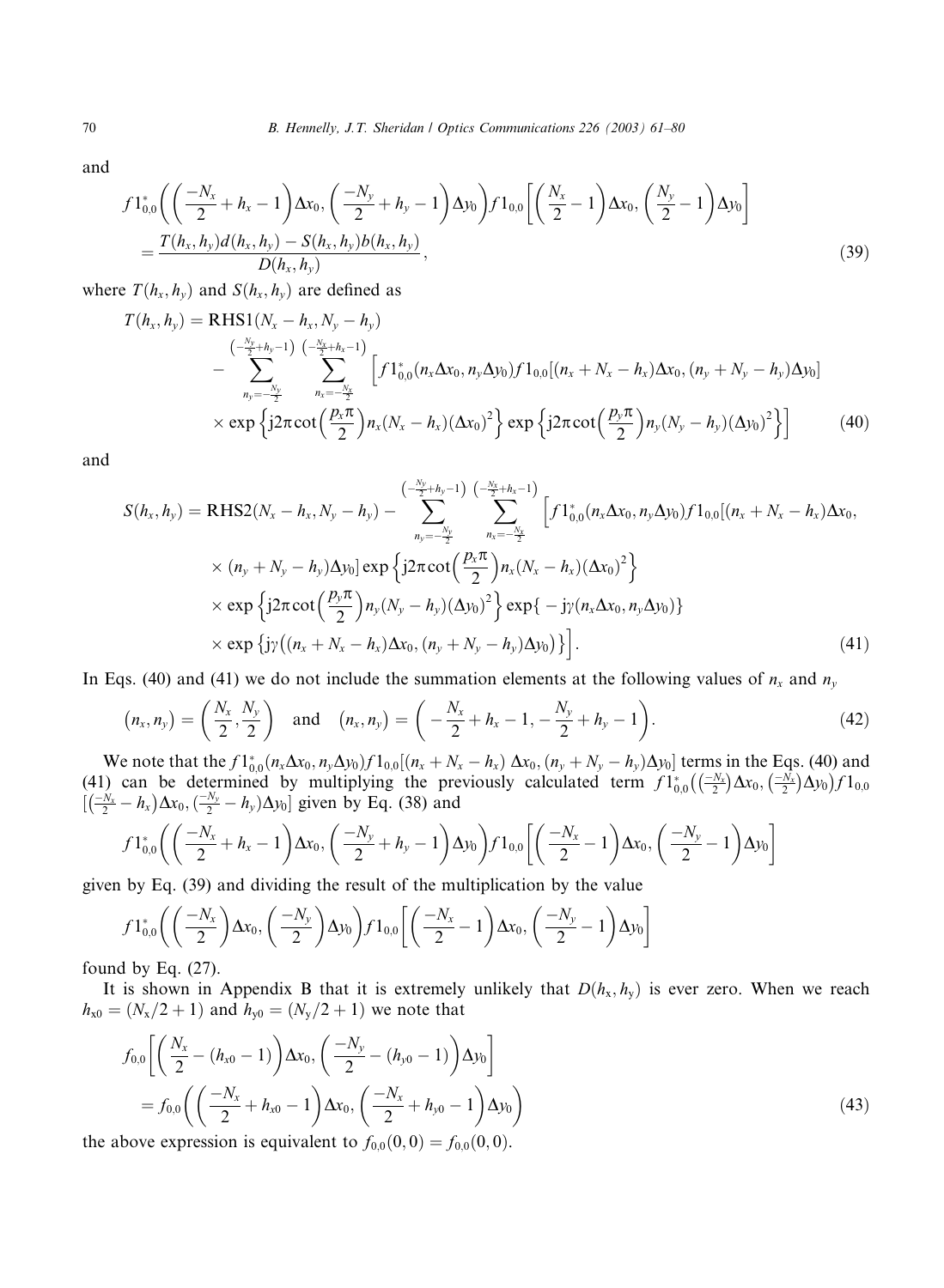and

$$
f1^*_{0,0}\left(\left(\frac{-N_x}{2}+h_x-1\right)\Delta x_0,\left(\frac{-N_y}{2}+h_y-1\right)\Delta y_0\right)f1_{0,0}\left[\left(\frac{N_x}{2}-1\right)\Delta x_0,\left(\frac{N_y}{2}-1\right)\Delta y_0\right]
= \frac{T(h_x,h_y)d(h_x,h_y)-S(h_x,h_y)b(h_x,h_y)}{D(h_x,h_y)}, \tag{39}
$$

where $T(h_x,h_y)$ and $S(h_x,h_y)$ are defined as

$$
\begin{aligned}
T(h_x,h_y) = {} & \mathrm{RHS1}(N_x-h_x,N_y-h_y) \\
& - \sum_{n_y=-\frac{N_y}{2}}^{\left(-\frac{N_y}{2}+h_y-1\right)} \sum_{n_x=-\frac{N_x}{2}}^{\left(-\frac{N_x}{2}+h_x-1\right)} \Big[ f1^*_{0,0}(n_x\Delta x_0,n_y\Delta y_0)f1_{0,0}[(n_x+N_x-h_x)\Delta x_0,(n_y+N_y-h_y)\Delta y_0] \\
& \times \exp\left\{\mathrm{j}2\pi\cot\left(\frac{p_x\pi}{2}\right)n_x(N_x-h_x)(\Delta x_0)^2\right\}\exp\left\{\mathrm{j}2\pi\cot\left(\frac{p_y\pi}{2}\right)n_y(N_y-h_y)(\Delta y_0)^2\right\}\Big]
\end{aligned} \tag{40}
$$

and

$$
\begin{aligned}
S(h_x,h_y) = {} & \mathrm{RHS2}(N_x-h_x,N_y-h_y) - \sum_{n_y=-\frac{N_y}{2}}^{\left(-\frac{N_y}{2}+h_y-1\right)} \sum_{n_x=-\frac{N_x}{2}}^{\left(-\frac{N_x}{2}+h_x-1\right)} \Big[ f1^*_{0,0}(n_x\Delta x_0,n_y\Delta y_0)f1_{0,0}[(n_x+N_x-h_x)\Delta x_0, \\
& \times (n_y+N_y-h_y)\Delta y_0]\exp\left\{\mathrm{j}2\pi\cot\left(\frac{p_x\pi}{2}\right)n_x(N_x-h_x)(\Delta x_0)^2\right\} \\
& \times \exp\left\{\mathrm{j}2\pi\cot\left(\frac{p_y\pi}{2}\right)n_y(N_y-h_y)(\Delta y_0)^2\right\}\exp\{-\mathrm{j}\gamma(n_x\Delta x_0,n_y\Delta y_0)\} \\
& \times \exp\left\{\mathrm{j}\gamma\big((n_x+N_x-h_x)\Delta x_0,(n_y+N_y-h_y)\Delta y_0\big)\right\}\Big].
\end{aligned} \tag{41}
$$

In Eqs. (40) and (41) we do not include the summation elements at the following values of $n_x$ and $n_y$

$$
(n_x,n_y)=\left(\frac{N_x}{2},\frac{N_y}{2}\right) \quad \text{and} \quad (n_x,n_y)=\left(-\frac{N_x}{2}+h_x-1,-\frac{N_y}{2}+h_y-1\right). \tag{42}
$$

We note that the $f1^*_{0,0}(n_x\Delta x_0,n_y\Delta y_0)f1_{0,0}[(n_x+N_x-h_x)\,\Delta x_0,(n_y+N_y-h_y)\Delta y_0]$ terms in the Eqs. (40) and (41) can be determined by multiplying the previously calculated term $f1^*_{0,0}\big(\big(\frac{-N_x}{2}\big)\Delta x_0,\big(\frac{-N_y}{2}\big)\Delta y_0\big)f1_{0,0}$ $\big[\big(\frac{-N_x}{2}-h_x\big)\Delta x_0,\big(\frac{-N_y}{2}-h_y\big)\Delta y_0\big]$ given by Eq. (38) and

$$
f1^*_{0,0}\left(\left(\frac{-N_x}{2}+h_x-1\right)\Delta x_0,\left(\frac{-N_y}{2}+h_y-1\right)\Delta y_0\right)f1_{0,0}\left[\left(\frac{-N_x}{2}-1\right)\Delta x_0,\left(\frac{-N_y}{2}-1\right)\Delta y_0\right]
$$

given by Eq. (39) and dividing the result of the multiplication by the value

$$
f1^*_{0,0}\left(\left(\frac{-N_x}{2}\right)\Delta x_0,\left(\frac{-N_y}{2}\right)\Delta y_0\right)f1_{0,0}\left[\left(\frac{-N_x}{2}-1\right)\Delta x_0,\left(\frac{-N_y}{2}-1\right)\Delta y_0\right]
$$

found by Eq. (27).

It is shown in Appendix B that it is extremely unlikely that $D(h_x,h_y)$ is ever zero. When we reach $h_{x0}=(N_x/2+1)$ and $h_{y0}=(N_y/2+1)$ we note that

$$
\begin{aligned}
& f_{0,0}\left[\left(\frac{N_x}{2}-(h_{x0}-1)\right)\Delta x_0,\left(\frac{-N_y}{2}-(h_{y0}-1)\right)\Delta y_0\right] \\
& = f_{0,0}\left(\left(\frac{-N_x}{2}+h_{x0}-1\right)\Delta x_0,\left(\frac{-N_x}{2}+h_{y0}-1\right)\Delta y_0\right)
\end{aligned} \tag{43}
$$

the above expression is equivalent to $f_{0,0}(0,0)=f_{0,0}(0,0)$.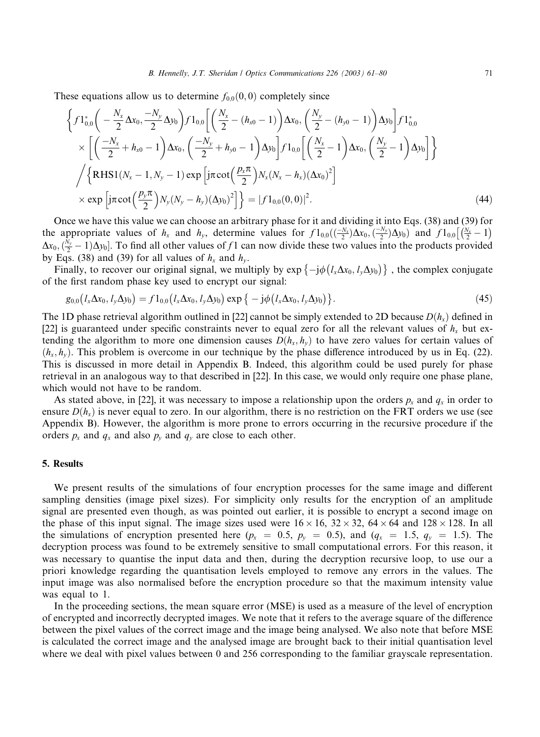These equations allow us to determine $f_{0,0}(0,0)$ completely since

$$
\begin{aligned}
&\left\{ f1^*_{0,0}\left(-\frac{N_x}{2}\Delta x_0, \frac{-N_y}{2}\Delta y_0\right) f1_{0,0}\left[\left(\frac{N_x}{2}-(h_{x0}-1)\right)\Delta x_0, \left(\frac{N_y}{2}-(h_{y0}-1)\right)\Delta y_0\right] f1^*_{0,0} \right. \\
&\quad \times \left. \left[\left(\frac{-N_x}{2}+h_{x0}-1\right)\Delta x_0, \left(\frac{-N_y}{2}+h_{y0}-1\right)\Delta y_0\right] f1_{0,0}\left[\left(\frac{N_x}{2}-1\right)\Delta x_0, \left(\frac{N_y}{2}-1\right)\Delta y_0\right] \right\} \\
&\bigg/ \left\{ \mathrm{RHS1}(N_x-1, N_y-1)\exp\left[\mathrm{j}\pi\cot\left(\frac{p_x\pi}{2}\right)N_x(N_x-h_x)(\Delta x_0)^2\right] \right. \\
&\quad \times \left. \exp\left[\mathrm{j}\pi\cot\left(\frac{p_y\pi}{2}\right)N_y(N_y-h_y)(\Delta y_0)^2\right] \right\} = |f1_{0,0}(0,0)|^2. \qquad (44)
\end{aligned}
$$

Once we have this value we can choose an arbitrary phase for it and dividing it into Eqs. (38) and (39) for the appropriate values of $h_x$ and $h_y$, determine values for $f1_{0,0}((\frac{-N_x}{2})\Delta x_0, (\frac{-N_y}{2})\Delta y_0)$ and $f1_{0,0}[(\frac{N_x}{2}-1)\Delta x_0, (\frac{N_y}{2}-1)\Delta y_0]$. To find all other values of $f1$ can now divide these two values into the products provided by Eqs. (38) and (39) for all values of $h_x$ and $h_y$.

Finally, to recover our original signal, we multiply by $\exp\{-\mathrm{j}\phi(l_x\Delta x_0, l_y\Delta y_0)\}$ , the complex conjugate of the first random phase key used to encrypt our signal:

$$
g_{0,0}(l_x\Delta x_0, l_y\Delta y_0) = f1_{0,0}(l_x\Delta x_0, l_y\Delta y_0)\exp\{-\mathrm{j}\phi(l_x\Delta x_0, l_y\Delta y_0)\}. \qquad (45)
$$

The 1D phase retrieval algorithm outlined in [22] cannot be simply extended to 2D because $D(h_x)$ defined in [22] is guaranteed under specific constraints never to equal zero for all the relevant values of $h_x$ but extending the algorithm to more one dimension causes $D(h_x, h_y)$ to have zero values for certain values of $(h_x, h_y)$. This problem is overcome in our technique by the phase difference introduced by us in Eq. (22). This is discussed in more detail in Appendix B. Indeed, this algorithm could be used purely for phase retrieval in an analogous way to that described in [22]. In this case, we would only require one phase plane, which would not have to be random.

As stated above, in [22], it was necessary to impose a relationship upon the orders $p_x$ and $q_x$ in order to ensure $D(h_x)$ is never equal to zero. In our algorithm, there is no restriction on the FRT orders we use (see Appendix B). However, the algorithm is more prone to errors occurring in the recursive procedure if the orders $p_x$ and $q_x$ and also $p_y$ and $q_y$ are close to each other.

## 5. Results

We present results of the simulations of four encryption processes for the same image and different sampling densities (image pixel sizes). For simplicity only results for the encryption of an amplitude signal are presented even though, as was pointed out earlier, it is possible to encrypt a second image on the phase of this input signal. The image sizes used were $16 \times 16$, $32 \times 32$, $64 \times 64$ and $128 \times 128$. In all the simulations of encryption presented here ($p_x = 0.5$, $p_y = 0.5$), and ($q_x = 1.5$, $q_y = 1.5$). The decryption process was found to be extremely sensitive to small computational errors. For this reason, it was necessary to quantise the input data and then, during the decryption recursive loop, to use our a priori knowledge regarding the quantisation levels employed to remove any errors in the values. The input image was also normalised before the encryption procedure so that the maximum intensity value was equal to 1.

In the proceeding sections, the mean square error (MSE) is used as a measure of the level of encryption of encrypted and incorrectly decrypted images. We note that it refers to the average square of the difference between the pixel values of the correct image and the image being analysed. We also note that before MSE is calculated the correct image and the analysed image are brought back to their initial quantisation level where we deal with pixel values between 0 and 256 corresponding to the familiar grayscale representation.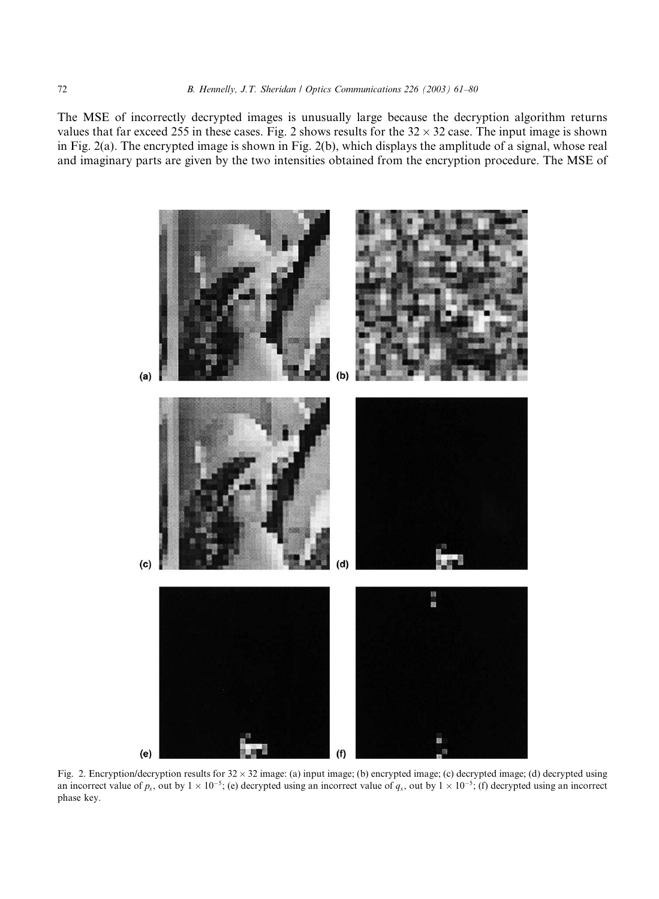The MSE of incorrectly decrypted images is unusually large because the decryption algorithm returns values that far exceed 255 in these cases. Fig. 2 shows results for the $32 \times 32$ case. The input image is shown in Fig. 2(a). The encrypted image is shown in Fig. 2(b), which displays the amplitude of a signal, whose real and imaginary parts are given by the two intensities obtained from the encryption procedure. The MSE of

Fig. 2. Encryption/decryption results for $32 \times 32$ image: (a) input image; (b) encrypted image; (c) decrypted image; (d) decrypted using an incorrect value of $p_x$, out by $1 \times 10^{-5}$; (e) decrypted using an incorrect value of $q_x$, out by $1 \times 10^{-5}$; (f) decrypted using an incorrect phase key.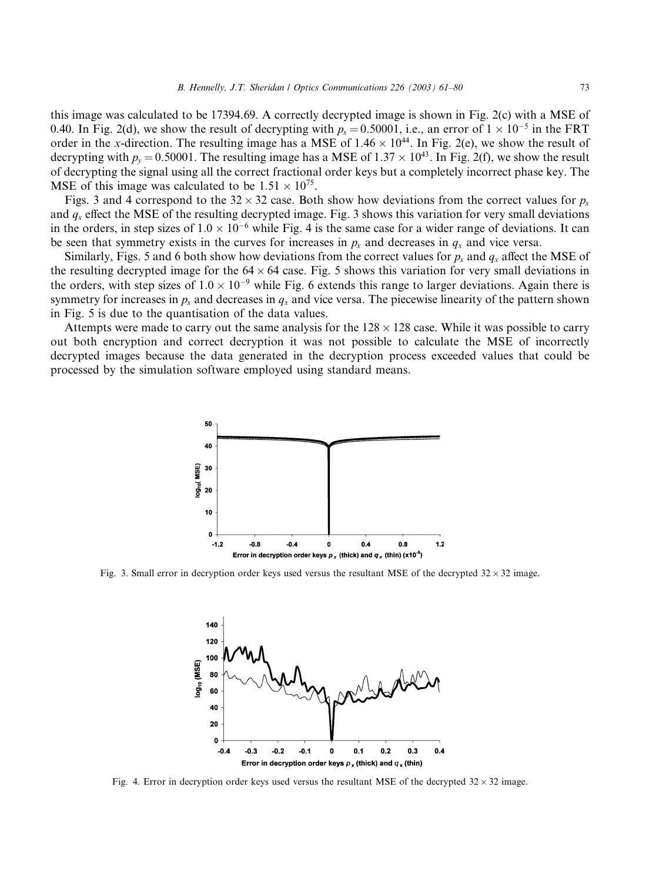this image was calculated to be 17394.69. A correctly decrypted image is shown in Fig. 2(c) with a MSE of 0.40. In Fig. 2(d), we show the result of decrypting with $p_x = 0.50001$, i.e., an error of $1 \times 10^{-5}$ in the FRT order in the $x$-direction. The resulting image has a MSE of $1.46 \times 10^{44}$. In Fig. 2(e), we show the result of decrypting with $p_y = 0.50001$. The resulting image has a MSE of $1.37 \times 10^{43}$. In Fig. 2(f), we show the result of decrypting the signal using all the correct fractional order keys but a completely incorrect phase key. The MSE of this image was calculated to be $1.51 \times 10^{75}$.

Figs. 3 and 4 correspond to the $32 \times 32$ case. Both show how deviations from the correct values for $p_x$ and $q_x$ effect the MSE of the resulting decrypted image. Fig. 3 shows this variation for very small deviations in the orders, in step sizes of $1.0 \times 10^{-6}$ while Fig. 4 is the same case for a wider range of deviations. It can be seen that symmetry exists in the curves for increases in $p_x$ and decreases in $q_x$ and vice versa.

Similarly, Figs. 5 and 6 both show how deviations from the correct values for $p_x$ and $q_x$ affect the MSE of the resulting decrypted image for the $64 \times 64$ case. Fig. 5 shows this variation for very small deviations in the orders, with step sizes of $1.0 \times 10^{-9}$ while Fig. 6 extends this range to larger deviations. Again there is symmetry for increases in $p_x$ and decreases in $q_x$ and vice versa. The piecewise linearity of the pattern shown in Fig. 5 is due to the quantisation of the data values.

Attempts were made to carry out the same analysis for the $128 \times 128$ case. While it was possible to carry out both encryption and correct decryption it was not possible to calculate the MSE of incorrectly decrypted images because the data generated in the decryption process exceeded values that could be processed by the simulation software employed using standard means.

Fig. 3. Small error in decryption order keys used versus the resultant MSE of the decrypted $32 \times 32$ image.

Fig. 4. Error in decryption order keys used versus the resultant MSE of the decrypted $32 \times 32$ image.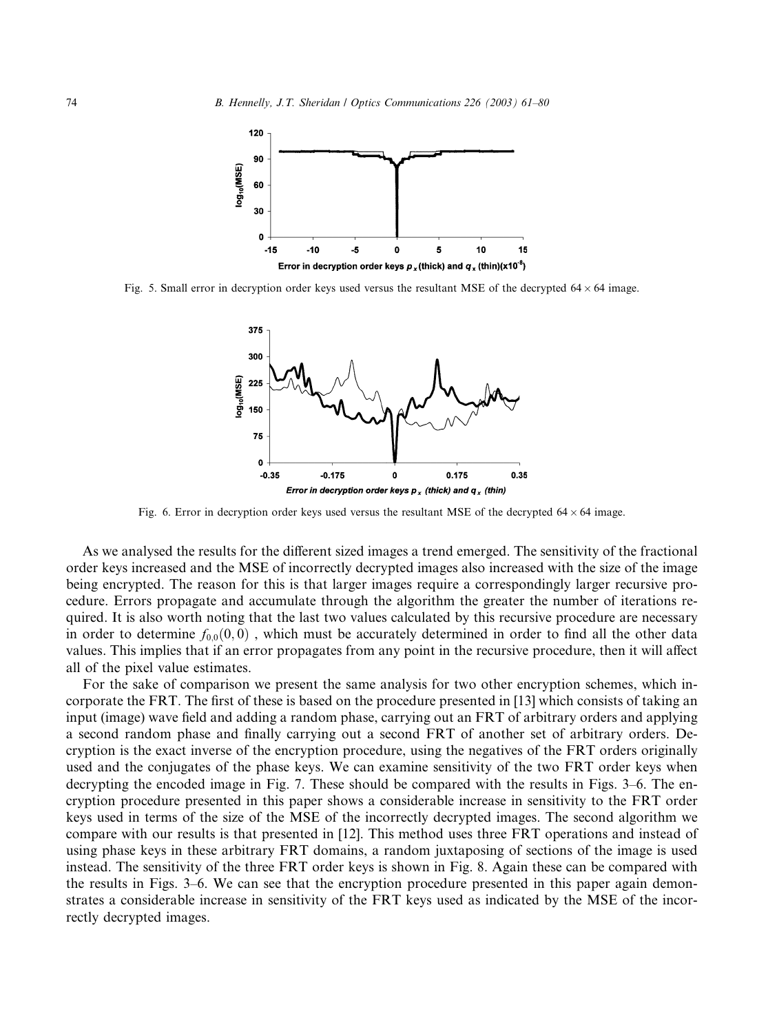Fig. 5. Small error in decryption order keys used versus the resultant MSE of the decrypted $64 \times 64$ image.

Fig. 6. Error in decryption order keys used versus the resultant MSE of the decrypted $64 \times 64$ image.

As we analysed the results for the different sized images a trend emerged. The sensitivity of the fractional order keys increased and the MSE of incorrectly decrypted images also increased with the size of the image being encrypted. The reason for this is that larger images require a correspondingly larger recursive procedure. Errors propagate and accumulate through the algorithm the greater the number of iterations required. It is also worth noting that the last two values calculated by this recursive procedure are necessary in order to determine $f_{0,0}(0,0)$ , which must be accurately determined in order to find all the other data values. This implies that if an error propagates from any point in the recursive procedure, then it will affect all of the pixel value estimates.

For the sake of comparison we present the same analysis for two other encryption schemes, which incorporate the FRT. The first of these is based on the procedure presented in [13] which consists of taking an input (image) wave field and adding a random phase, carrying out an FRT of arbitrary orders and applying a second random phase and finally carrying out a second FRT of another set of arbitrary orders. Decryption is the exact inverse of the encryption procedure, using the negatives of the FRT orders originally used and the conjugates of the phase keys. We can examine sensitivity of the two FRT order keys when decrypting the encoded image in Fig. 7. These should be compared with the results in Figs. 3–6. The encryption procedure presented in this paper shows a considerable increase in sensitivity to the FRT order keys used in terms of the size of the MSE of the incorrectly decrypted images. The second algorithm we compare with our results is that presented in [12]. This method uses three FRT operations and instead of using phase keys in these arbitrary FRT domains, a random juxtaposing of sections of the image is used instead. The sensitivity of the three FRT order keys is shown in Fig. 8. Again these can be compared with the results in Figs. 3–6. We can see that the encryption procedure presented in this paper again demonstrates a considerable increase in sensitivity of the FRT keys used as indicated by the MSE of the incorrectly decrypted images.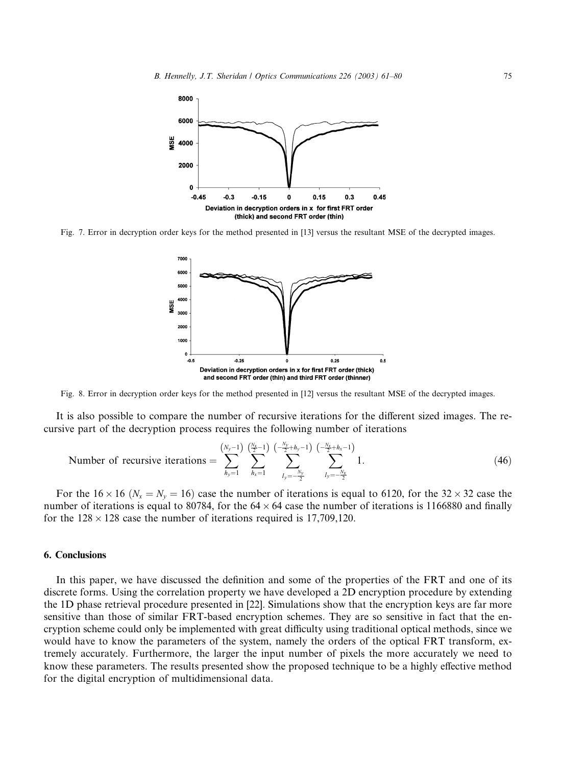Fig. 7. Error in decryption order keys for the method presented in [13] versus the resultant MSE of the decrypted images.

Fig. 8. Error in decryption order keys for the method presented in [12] versus the resultant MSE of the decrypted images.

It is also possible to compare the number of recursive iterations for the different sized images. The recursive part of the decryption process requires the following number of iterations

$$\text{Number of recursive iterations} = \sum_{h_y=1}^{(N_y-1)} \sum_{h_x=1}^{\left(\frac{N_x}{2}-1\right)} \sum_{l_y=-\frac{N_y}{2}}^{\left(-\frac{N_y}{2}+h_y-1\right)} \sum_{l_x=-\frac{N_x}{2}}^{\left(-\frac{N_x}{2}+h_x-1\right)} 1. \tag{46}$$

For the $16 \times 16$ ($N_x = N_y = 16$) case the number of iterations is equal to 6120, for the $32 \times 32$ case the number of iterations is equal to 80784, for the $64 \times 64$ case the number of iterations is 1166880 and finally for the $128 \times 128$ case the number of iterations required is 17,709,120.

## 6. Conclusions

In this paper, we have discussed the definition and some of the properties of the FRT and one of its discrete forms. Using the correlation property we have developed a 2D encryption procedure by extending the 1D phase retrieval procedure presented in [22]. Simulations show that the encryption keys are far more sensitive than those of similar FRT-based encryption schemes. They are so sensitive in fact that the encryption scheme could only be implemented with great difficulty using traditional optical methods, since we would have to know the parameters of the system, namely the orders of the optical FRT transform, extremely accurately. Furthermore, the larger the input number of pixels the more accurately we need to know these parameters. The results presented show the proposed technique to be a highly effective method for the digital encryption of multidimensional data.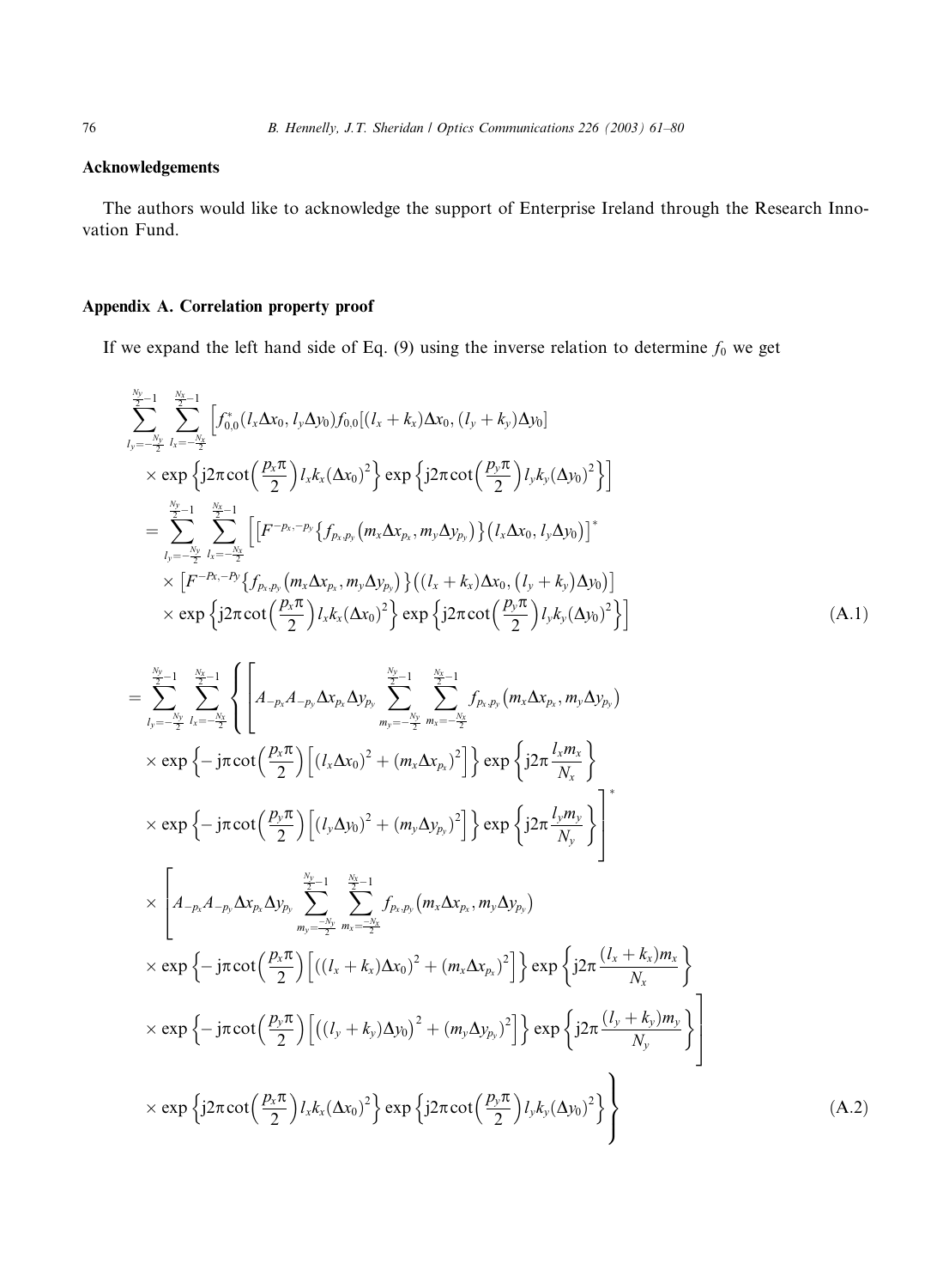## Acknowledgements

The authors would like to acknowledge the support of Enterprise Ireland through the Research Innovation Fund.

## Appendix A. Correlation property proof

If we expand the left hand side of Eq. (9) using the inverse relation to determine $f_0$ we get

$$
\begin{aligned}
&\sum_{l_y=-\frac{N_y}{2}}^{\frac{N_y}{2}-1} \sum_{l_x=-\frac{N_x}{2}}^{\frac{N_x}{2}-1} \Big[ f_{0,0}^{*}(l_x \Delta x_0, l_y \Delta y_0) f_{0,0}[(l_x + k_x)\Delta x_0, (l_y + k_y)\Delta y_0] \\
&\quad \times \exp\Big\{ \mathrm{j}2\pi \cot\Big(\frac{p_x \pi}{2}\Big) l_x k_x (\Delta x_0)^2 \Big\} \exp\Big\{ \mathrm{j}2\pi \cot\Big(\frac{p_y \pi}{2}\Big) l_y k_y (\Delta y_0)^2 \Big\} \Big] \\
&= \sum_{l_y=-\frac{N_y}{2}}^{\frac{N_y}{2}-1} \sum_{l_x=-\frac{N_x}{2}}^{\frac{N_x}{2}-1} \Big[ \big[ F^{-p_x,-p_y} \{ f_{p_x,p_y}(m_x \Delta x_{p_x}, m_y \Delta y_{p_y}) \} (l_x \Delta x_0, l_y \Delta y_0) \big]^{*} \\
&\quad \times \big[ F^{-p_x,-p_y} \{ f_{p_x,p_y}(m_x \Delta x_{p_x}, m_y \Delta y_{p_y}) \} ((l_x + k_x)\Delta x_0, (l_y + k_y)\Delta y_0) \big] \\
&\quad \times \exp\Big\{ \mathrm{j}2\pi \cot\Big(\frac{p_x \pi}{2}\Big) l_x k_x (\Delta x_0)^2 \Big\} \exp\Big\{ \mathrm{j}2\pi \cot\Big(\frac{p_y \pi}{2}\Big) l_y k_y (\Delta y_0)^2 \Big\} \Big]
\end{aligned}
\tag{A.1}
$$

$$
\begin{aligned}
&= \sum_{l_y=-\frac{N_y}{2}}^{\frac{N_y}{2}-1} \sum_{l_x=-\frac{N_x}{2}}^{\frac{N_x}{2}-1} \Bigg\{ \Bigg[ A_{-p_x} A_{-p_y} \Delta x_{p_x} \Delta y_{p_y} \sum_{m_y=-\frac{N_y}{2}}^{\frac{N_y}{2}-1} \sum_{m_x=-\frac{N_x}{2}}^{\frac{N_x}{2}-1} f_{p_x,p_y}(m_x \Delta x_{p_x}, m_y \Delta y_{p_y}) \\
&\quad \times \exp\Big\{ -\mathrm{j}\pi \cot\Big(\frac{p_x \pi}{2}\Big) \Big[ (l_x \Delta x_0)^2 + (m_x \Delta x_{p_x})^2 \Big] \Big\} \exp\Big\{ \mathrm{j}2\pi \frac{l_x m_x}{N_x} \Big\} \\
&\quad \times \exp\Big\{ -\mathrm{j}\pi \cot\Big(\frac{p_y \pi}{2}\Big) \Big[ (l_y \Delta y_0)^2 + (m_y \Delta y_{p_y})^2 \Big] \Big\} \exp\Big\{ \mathrm{j}2\pi \frac{l_y m_y}{N_y} \Big\} \Bigg]^{*} \\
&\quad \times \Bigg[ A_{-p_x} A_{-p_y} \Delta x_{p_x} \Delta y_{p_y} \sum_{m_y=\frac{-N_y}{2}}^{\frac{N_y}{2}-1} \sum_{m_x=\frac{-N_x}{2}}^{\frac{N_x}{2}-1} f_{p_x,p_y}(m_x \Delta x_{p_x}, m_y \Delta y_{p_y}) \\
&\quad \times \exp\Big\{ -\mathrm{j}\pi \cot\Big(\frac{p_x \pi}{2}\Big) \Big[ ((l_x + k_x)\Delta x_0)^2 + (m_x \Delta x_{p_x})^2 \Big] \Big\} \exp\Big\{ \mathrm{j}2\pi \frac{(l_x + k_x) m_x}{N_x} \Big\} \\
&\quad \times \exp\Big\{ -\mathrm{j}\pi \cot\Big(\frac{p_y \pi}{2}\Big) \Big[ ((l_y + k_y)\Delta y_0)^2 + (m_y \Delta y_{p_y})^2 \Big] \Big\} \exp\Big\{ \mathrm{j}2\pi \frac{(l_y + k_y) m_y}{N_y} \Big\} \Bigg] \\
&\quad \times \exp\Big\{ \mathrm{j}2\pi \cot\Big(\frac{p_x \pi}{2}\Big) l_x k_x (\Delta x_0)^2 \Big\} \exp\Big\{ \mathrm{j}2\pi \cot\Big(\frac{p_y \pi}{2}\Big) l_y k_y (\Delta y_0)^2 \Big\} \Bigg\}
\end{aligned}
\tag{A.2}
$$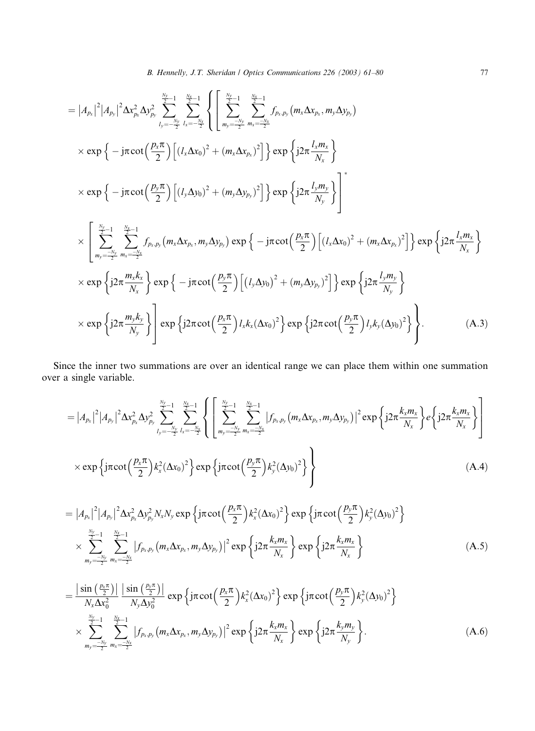$$
\begin{aligned}
&= |A_{p_x}|^2 |A_{p_y}|^2 \Delta x_{p_x}^2 \Delta y_{p_y}^2 \sum_{l_y=-\frac{N_y}{2}}^{\frac{N_y}{2}-1} \sum_{l_x=-\frac{N_x}{2}}^{\frac{N_x}{2}-1} \left\{ \left[ \sum_{m_y=\frac{-N_y}{2}}^{\frac{N_y}{2}-1} \sum_{m_x=\frac{-N_x}{2}}^{\frac{N_x}{2}-1} f_{p_x,p_y}\left(m_x \Delta x_{p_x}, m_y \Delta y_{p_y}\right) \right. \right. \\
&\quad \times \exp\left\{ -\mathrm{j}\pi \cot\left(\frac{p_x \pi}{2}\right) \left[ (l_x \Delta x_0)^2 + (m_x \Delta x_{p_x})^2 \right] \right\} \exp\left\{ \mathrm{j}2\pi \frac{l_x m_x}{N_x} \right\} \\
&\quad \left. \times \exp\left\{ -\mathrm{j}\pi \cot\left(\frac{p_y \pi}{2}\right) \left[ (l_y \Delta y_0)^2 + (m_y \Delta y_{p_y})^2 \right] \right\} \exp\left\{ \mathrm{j}2\pi \frac{l_y m_y}{N_y} \right\} \right]^* \\
&\quad \times \left[ \sum_{m_y=\frac{-N_y}{2}}^{\frac{N_y}{2}-1} \sum_{m_x=\frac{-N_x}{2}}^{\frac{N_x}{2}-1} f_{p_x,p_y}\left(m_x \Delta x_{p_x}, m_y \Delta y_{p_y}\right) \exp\left\{ -\mathrm{j}\pi \cot\left(\frac{p_x \pi}{2}\right) \left[ (l_x \Delta x_0)^2 + (m_x \Delta x_{p_x})^2 \right] \right\} \exp\left\{ \mathrm{j}2\pi \frac{l_x m_x}{N_x} \right\} \right. \\
&\quad \times \exp\left\{ \mathrm{j}2\pi \frac{m_x k_x}{N_x} \right\} \exp\left\{ -\mathrm{j}\pi \cot\left(\frac{p_y \pi}{2}\right) \left[ (l_y \Delta y_0)^2 + (m_y \Delta y_{p_y})^2 \right] \right\} \exp\left\{ \mathrm{j}2\pi \frac{l_y m_y}{N_y} \right\} \\
&\quad \left. \left. \times \exp\left\{ \mathrm{j}2\pi \frac{m_y k_y}{N_y} \right\} \right] \exp\left\{ \mathrm{j}2\pi \cot\left(\frac{p_x \pi}{2}\right) l_x k_x (\Delta x_0)^2 \right\} \exp\left\{ \mathrm{j}2\pi \cot\left(\frac{p_y \pi}{2}\right) l_y k_y (\Delta y_0)^2 \right\} \right\}. \qquad \text{(A.3)}
\end{aligned}
$$

Since the inner two summations are over an identical range we can place them within one summation over a single variable.

$$
\begin{aligned}
&= |A_{p_x}|^2 |A_{p_y}|^2 \Delta x_{p_x}^2 \Delta y_{p_y}^2 \sum_{l_y=-\frac{N_y}{2}}^{\frac{N_y}{2}-1} \sum_{l_x=-\frac{N_x}{2}}^{\frac{N_x}{2}-1} \left\{ \left[ \sum_{m_y=\frac{-N_y}{2}}^{\frac{N_y}{2}-1} \sum_{m_x=\frac{-N_x}{2}}^{\frac{N_x}{2}-1} \left| f_{p_x,p_y}\left(m_x \Delta x_{p_x}, m_y \Delta y_{p_y}\right) \right|^2 \exp\left\{ \mathrm{j}2\pi \frac{k_x m_x}{N_x} \right\} e\left\{ \mathrm{j}2\pi \frac{k_x m_x}{N_x} \right\} \right] \right. \\
&\quad \left. \times \exp\left\{ \mathrm{j}\pi \cot\left(\frac{p_x \pi}{2}\right) k_x^2 (\Delta x_0)^2 \right\} \exp\left\{ \mathrm{j}\pi \cot\left(\frac{p_y \pi}{2}\right) k_y^2 (\Delta y_0)^2 \right\} \right\} \qquad \text{(A.4)}
\end{aligned}
$$

$$
\begin{aligned}
&= |A_{p_x}|^2 |A_{p_y}|^2 \Delta x_{p_x}^2 \Delta y_{p_y}^2 N_x N_y \exp\left\{ \mathrm{j}\pi \cot\left(\frac{p_x \pi}{2}\right) k_x^2 (\Delta x_0)^2 \right\} \exp\left\{ \mathrm{j}\pi \cot\left(\frac{p_y \pi}{2}\right) k_y^2 (\Delta y_0)^2 \right\} \\
&\quad \times \sum_{m_y=\frac{-N_y}{2}}^{\frac{N_y}{2}-1} \sum_{m_x=\frac{-N_x}{2}}^{\frac{N_x}{2}-1} \left| f_{p_x,p_y}\left(m_x \Delta x_{p_x}, m_y \Delta y_{p_y}\right) \right|^2 \exp\left\{ \mathrm{j}2\pi \frac{k_x m_x}{N_x} \right\} \exp\left\{ \mathrm{j}2\pi \frac{k_x m_x}{N_x} \right\} \qquad \text{(A.5)}
\end{aligned}
$$

$$
\begin{aligned}
&= \frac{\left|\sin\left(\frac{p_x \pi}{2}\right)\right|}{N_x \Delta x_0^2} \frac{\left|\sin\left(\frac{p_y \pi}{2}\right)\right|}{N_y \Delta y_0^2} \exp\left\{ \mathrm{j}\pi \cot\left(\frac{p_x \pi}{2}\right) k_x^2 (\Delta x_0)^2 \right\} \exp\left\{ \mathrm{j}\pi \cot\left(\frac{p_y \pi}{2}\right) k_y^2 (\Delta y_0)^2 \right\} \\
&\quad \times \sum_{m_y=\frac{-N_y}{2}}^{\frac{N_y}{2}-1} \sum_{m_x=\frac{-N_x}{2}}^{\frac{N_x}{2}-1} \left| f_{p_x,p_y}\left(m_x \Delta x_{p_x}, m_y \Delta y_{p_y}\right) \right|^2 \exp\left\{ \mathrm{j}2\pi \frac{k_x m_x}{N_x} \right\} \exp\left\{ \mathrm{j}2\pi \frac{k_y m_y}{N_y} \right\}. \qquad \text{(A.6)}
\end{aligned}
$$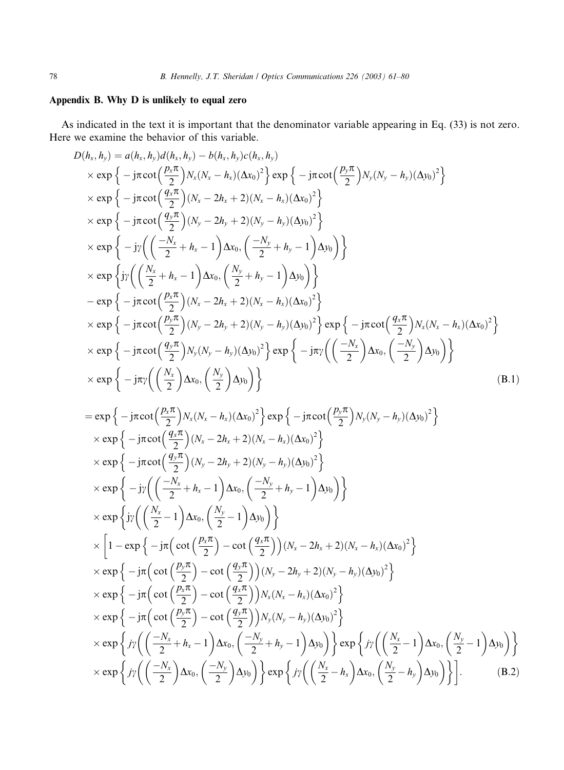## Appendix B. Why D is unlikely to equal zero

As indicated in the text it is important that the denominator variable appearing in Eq. (33) is not zero. Here we examine the behavior of this variable.

$$
\begin{aligned}
D(h_x, h_y) &= a(h_x, h_y)d(h_x, h_y) - b(h_x, h_y)c(h_x, h_y) \\
&\times \exp\left\{-\mathrm{j}\pi\cot\left(\frac{p_x\pi}{2}\right)N_x(N_x - h_x)(\Delta x_0)^2\right\}\exp\left\{-\mathrm{j}\pi\cot\left(\frac{p_y\pi}{2}\right)N_y(N_y - h_y)(\Delta y_0)^2\right\} \\
&\times \exp\left\{-\mathrm{j}\pi\cot\left(\frac{q_x\pi}{2}\right)(N_x - 2h_x + 2)(N_x - h_x)(\Delta x_0)^2\right\} \\
&\times \exp\left\{-\mathrm{j}\pi\cot\left(\frac{q_y\pi}{2}\right)(N_y - 2h_y + 2)(N_y - h_y)(\Delta y_0)^2\right\} \\
&\times \exp\left\{-\mathrm{j}\gamma\left(\left(\frac{-N_x}{2} + h_x - 1\right)\Delta x_0, \left(\frac{-N_y}{2} + h_y - 1\right)\Delta y_0\right)\right\} \\
&\times \exp\left\{\mathrm{j}\gamma\left(\left(\frac{N_x}{2} + h_x - 1\right)\Delta x_0, \left(\frac{N_y}{2} + h_y - 1\right)\Delta y_0\right)\right\} \\
&- \exp\left\{-\mathrm{j}\pi\cot\left(\frac{p_x\pi}{2}\right)(N_x - 2h_x + 2)(N_x - h_x)(\Delta x_0)^2\right\} \\
&\times \exp\left\{-\mathrm{j}\pi\cot\left(\frac{p_y\pi}{2}\right)(N_y - 2h_y + 2)(N_y - h_y)(\Delta y_0)^2\right\}\exp\left\{-\mathrm{j}\pi\cot\left(\frac{q_x\pi}{2}\right)N_x(N_x - h_x)(\Delta x_0)^2\right\} \\
&\times \exp\left\{-\mathrm{j}\pi\cot\left(\frac{q_y\pi}{2}\right)N_y(N_y - h_y)(\Delta y_0)^2\right\}\exp\left\{-\mathrm{j}\pi\gamma\left(\left(\frac{-N_x}{2}\right)\Delta x_0, \left(\frac{-N_y}{2}\right)\Delta y_0\right)\right\} \\
&\times \exp\left\{-\mathrm{j}\pi\gamma\left(\left(\frac{N_x}{2}\right)\Delta x_0, \left(\frac{N_y}{2}\right)\Delta y_0\right)\right\}
\end{aligned}
\tag{B.1}
$$

$$
\begin{aligned}
&= \exp\left\{-\mathrm{j}\pi\cot\left(\frac{p_x\pi}{2}\right)N_x(N_x - h_x)(\Delta x_0)^2\right\}\exp\left\{-\mathrm{j}\pi\cot\left(\frac{p_y\pi}{2}\right)N_y(N_y - h_y)(\Delta y_0)^2\right\} \\
&\times \exp\left\{-\mathrm{j}\pi\cot\left(\frac{q_x\pi}{2}\right)(N_x - 2h_x + 2)(N_x - h_x)(\Delta x_0)^2\right\} \\
&\times \exp\left\{-\mathrm{j}\pi\cot\left(\frac{q_y\pi}{2}\right)(N_y - 2h_y + 2)(N_y - h_y)(\Delta y_0)^2\right\} \\
&\times \exp\left\{-\mathrm{j}\gamma\left(\left(\frac{-N_x}{2} + h_x - 1\right)\Delta x_0, \left(\frac{-N_y}{2} + h_y - 1\right)\Delta y_0\right)\right\} \\
&\times \exp\left\{\mathrm{j}\gamma\left(\left(\frac{N_x}{2} - 1\right)\Delta x_0, \left(\frac{N_y}{2} - 1\right)\Delta y_0\right)\right\} \\
&\times \left[1 - \exp\left\{-\mathrm{j}\pi\left(\cot\left(\frac{p_x\pi}{2}\right) - \cot\left(\frac{q_x\pi}{2}\right)\right)(N_x - 2h_x + 2)(N_x - h_x)(\Delta x_0)^2\right\}\right. \\
&\times \exp\left\{-\mathrm{j}\pi\left(\cot\left(\frac{p_y\pi}{2}\right) - \cot\left(\frac{q_y\pi}{2}\right)\right)(N_y - 2h_y + 2)(N_y - h_y)(\Delta y_0)^2\right\} \\
&\times \exp\left\{-\mathrm{j}\pi\left(\cot\left(\frac{p_x\pi}{2}\right) - \cot\left(\frac{q_x\pi}{2}\right)\right)N_x(N_x - h_x)(\Delta x_0)^2\right\} \\
&\times \exp\left\{-\mathrm{j}\pi\left(\cot\left(\frac{p_y\pi}{2}\right) - \cot\left(\frac{q_y\pi}{2}\right)\right)N_y(N_y - h_y)(\Delta y_0)^2\right\} \\
&\times \exp\left\{j\gamma\left(\left(\frac{-N_x}{2} + h_x - 1\right)\Delta x_0, \left(\frac{-N_y}{2} + h_y - 1\right)\Delta y_0\right)\right\}\exp\left\{j\gamma\left(\left(\frac{N_x}{2} - 1\right)\Delta x_0, \left(\frac{N_y}{2} - 1\right)\Delta y_0\right)\right\} \\
&\left.\times \exp\left\{j\gamma\left(\left(\frac{-N_x}{2}\right)\Delta x_0, \left(\frac{-N_y}{2}\right)\Delta y_0\right)\right\}\exp\left\{j\gamma\left(\left(\frac{N_x}{2} - h_x\right)\Delta x_0, \left(\frac{N_y}{2} - h_y\right)\Delta y_0\right)\right\}\right].
\end{aligned}
\tag{B.2}
$$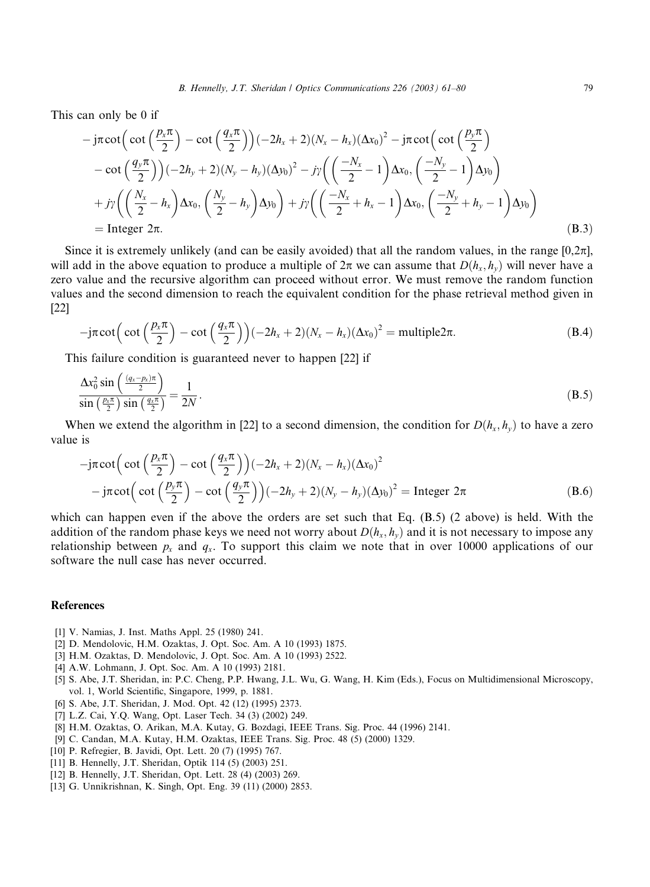This can only be 0 if

$$
\begin{aligned}
&-\mathrm{j}\pi\cot\Big(\cot\Big(\frac{p_x\pi}{2}\Big)-\cot\Big(\frac{q_x\pi}{2}\Big)\Big)(-2h_x+2)(N_x-h_x)(\Delta x_0)^2-\mathrm{j}\pi\cot\Big(\cot\Big(\frac{p_y\pi}{2}\Big)\\
&\quad-\cot\Big(\frac{q_y\pi}{2}\Big)\Big)(-2h_y+2)(N_y-h_y)(\Delta y_0)^2-j\gamma\Big(\Big(\frac{-N_x}{2}-1\Big)\Delta x_0,\Big(\frac{-N_y}{2}-1\Big)\Delta y_0\Big)\\
&\quad+j\gamma\Big(\Big(\frac{N_x}{2}-h_x\Big)\Delta x_0,\Big(\frac{N_y}{2}-h_y\Big)\Delta y_0\Big)+j\gamma\Big(\Big(\frac{-N_x}{2}+h_x-1\Big)\Delta x_0,\Big(\frac{-N_y}{2}+h_y-1\Big)\Delta y_0\Big)\\
&\quad=\text{Integer }2\pi.
\end{aligned}
\tag{B.3}
$$

Since it is extremely unlikely (and can be easily avoided) that all the random values, in the range $[0,2\pi]$, will add in the above equation to produce a multiple of $2\pi$ we can assume that $D(h_x,h_y)$ will never have a zero value and the recursive algorithm can proceed without error. We must remove the random function values and the second dimension to reach the equivalent condition for the phase retrieval method given in [22]

$$
-\mathrm{j}\pi\cot\Big(\cot\Big(\frac{p_x\pi}{2}\Big)-\cot\Big(\frac{q_x\pi}{2}\Big)\Big)(-2h_x+2)(N_x-h_x)(\Delta x_0)^2=\text{multiple}2\pi.
\tag{B.4}
$$

This failure condition is guaranteed never to happen [22] if

$$
\frac{\Delta x_0^2\sin\Big(\frac{(q_x-p_x)\pi}{2}\Big)}{\sin\big(\frac{p_x\pi}{2}\big)\sin\big(\frac{q_x\pi}{2}\big)}=\frac{1}{2N}.
\tag{B.5}
$$

When we extend the algorithm in [22] to a second dimension, the condition for $D(h_x,h_y)$ to have a zero value is

$$
\begin{aligned}
&-\mathrm{j}\pi\cot\Big(\cot\Big(\frac{p_x\pi}{2}\Big)-\cot\Big(\frac{q_x\pi}{2}\Big)\Big)(-2h_x+2)(N_x-h_x)(\Delta x_0)^2\\
&\quad-\mathrm{j}\pi\cot\Big(\cot\Big(\frac{p_y\pi}{2}\Big)-\cot\Big(\frac{q_y\pi}{2}\Big)\Big)(-2h_y+2)(N_y-h_y)(\Delta y_0)^2=\text{Integer }2\pi
\end{aligned}
\tag{B.6}
$$

which can happen even if the above the orders are set such that Eq. (B.5) (2 above) is held. With the addition of the random phase keys we need not worry about $D(h_x,h_y)$ and it is not necessary to impose any relationship between $p_x$ and $q_x$. To support this claim we note that in over 10000 applications of our software the null case has never occurred.

## References

[1] V. Namias, J. Inst. Maths Appl. 25 (1980) 241.
[2] D. Mendolovic, H.M. Ozaktas, J. Opt. Soc. Am. A 10 (1993) 1875.
[3] H.M. Ozaktas, D. Mendolovic, J. Opt. Soc. Am. A 10 (1993) 2522.
[4] A.W. Lohmann, J. Opt. Soc. Am. A 10 (1993) 2181.
[5] S. Abe, J.T. Sheridan, in: P.C. Cheng, P.P. Hwang, J.L. Wu, G. Wang, H. Kim (Eds.), Focus on Multidimensional Microscopy, vol. 1, World Scientific, Singapore, 1999, p. 1881.
[6] S. Abe, J.T. Sheridan, J. Mod. Opt. 42 (12) (1995) 2373.
[7] L.Z. Cai, Y.Q. Wang, Opt. Laser Tech. 34 (3) (2002) 249.
[8] H.M. Ozaktas, O. Arikan, M.A. Kutay, G. Bozdagi, IEEE Trans. Sig. Proc. 44 (1996) 2141.
[9] C. Candan, M.A. Kutay, H.M. Ozaktas, IEEE Trans. Sig. Proc. 48 (5) (2000) 1329.
[10] P. Refregier, B. Javidi, Opt. Lett. 20 (7) (1995) 767.
[11] B. Hennelly, J.T. Sheridan, Optik 114 (5) (2003) 251.
[12] B. Hennelly, J.T. Sheridan, Opt. Lett. 28 (4) (2003) 269.
[13] G. Unnikrishnan, K. Singh, Opt. Eng. 39 (11) (2000) 2853.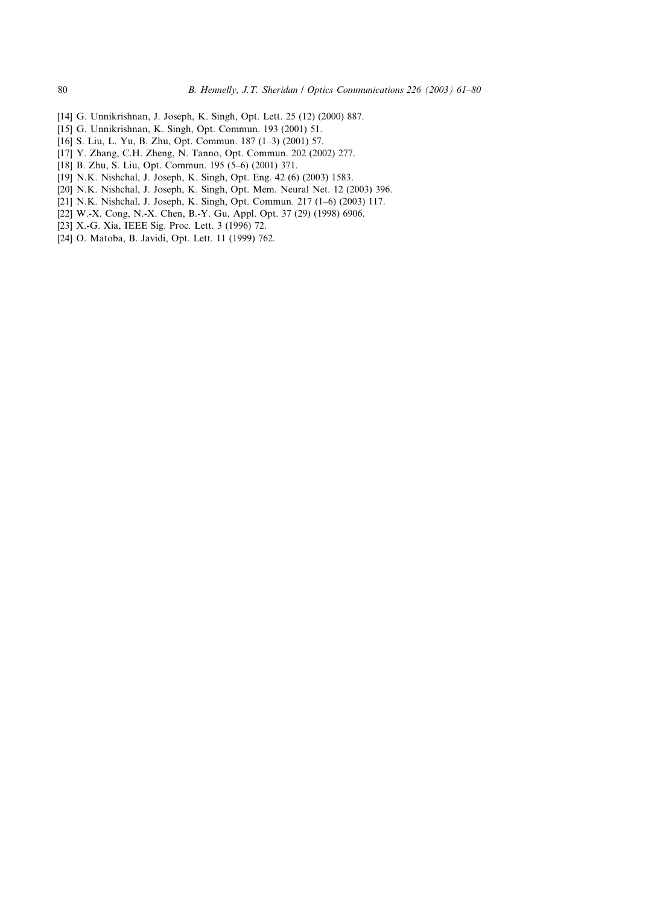[14] G. Unnikrishnan, J. Joseph, K. Singh, Opt. Lett. 25 (12) (2000) 887.
[15] G. Unnikrishnan, K. Singh, Opt. Commun. 193 (2001) 51.
[16] S. Liu, L. Yu, B. Zhu, Opt. Commun. 187 (1–3) (2001) 57.
[17] Y. Zhang, C.H. Zheng, N. Tanno, Opt. Commun. 202 (2002) 277.
[18] B. Zhu, S. Liu, Opt. Commun. 195 (5–6) (2001) 371.
[19] N.K. Nishchal, J. Joseph, K. Singh, Opt. Eng. 42 (6) (2003) 1583.
[20] N.K. Nishchal, J. Joseph, K. Singh, Opt. Mem. Neural Net. 12 (2003) 396.
[21] N.K. Nishchal, J. Joseph, K. Singh, Opt. Commun. 217 (1–6) (2003) 117.
[22] W.-X. Cong, N.-X. Chen, B.-Y. Gu, Appl. Opt. 37 (29) (1998) 6906.
[23] X.-G. Xia, IEEE Sig. Proc. Lett. 3 (1996) 72.
[24] O. Matoba, B. Javidi, Opt. Lett. 11 (1999) 762.